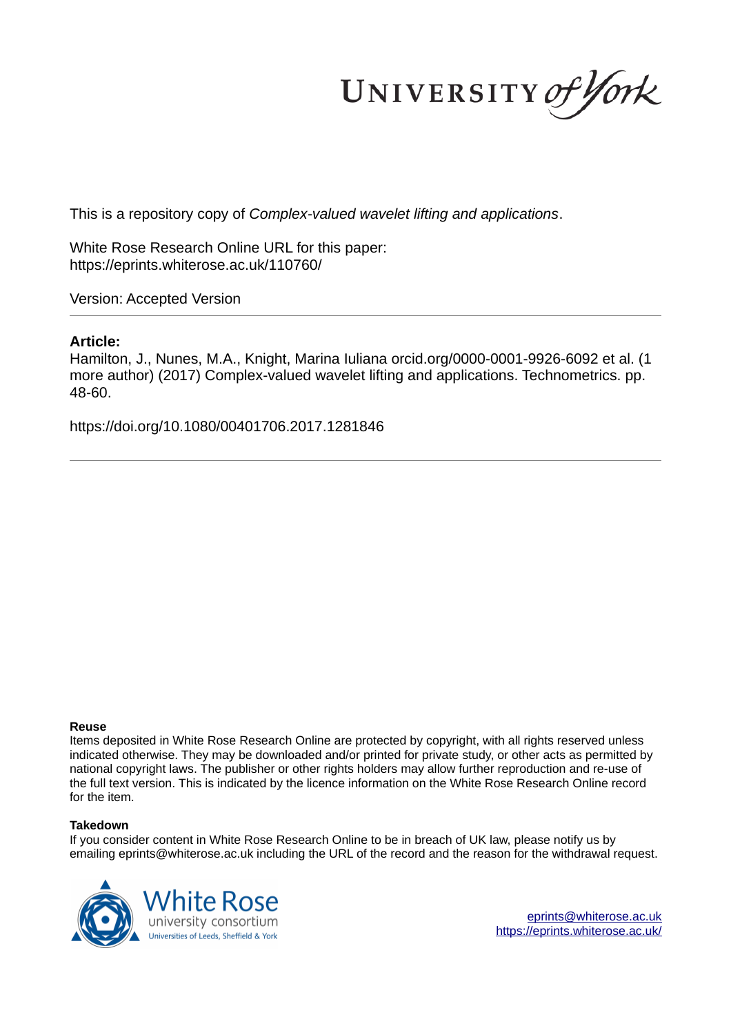This is a repository copy of *Complex-valued wavelet lifting and applications*.

White Rose Research Online URL for this paper:
https://eprints.whiterose.ac.uk/110760/

Version: Accepted Version

**Article:**

Hamilton, J., Nunes, M.A., Knight, Marina Iuliana orcid.org/0000-0001-9926-6092 et al. (1 more author) (2017) Complex-valued wavelet lifting and applications. Technometrics. pp. 48-60.

https://doi.org/10.1080/00401706.2017.1281846

**Reuse**

Items deposited in White Rose Research Online are protected by copyright, with all rights reserved unless indicated otherwise. They may be downloaded and/or printed for private study, or other acts as permitted by national copyright laws. The publisher or other rights holders may allow further reproduction and re-use of the full text version. This is indicated by the licence information on the White Rose Research Online record for the item.

**Takedown**

If you consider content in White Rose Research Online to be in breach of UK law, please notify us by emailing eprints@whiterose.ac.uk including the URL of the record and the reason for the withdrawal request.

eprints@whiterose.ac.uk
https://eprints.whiterose.ac.uk/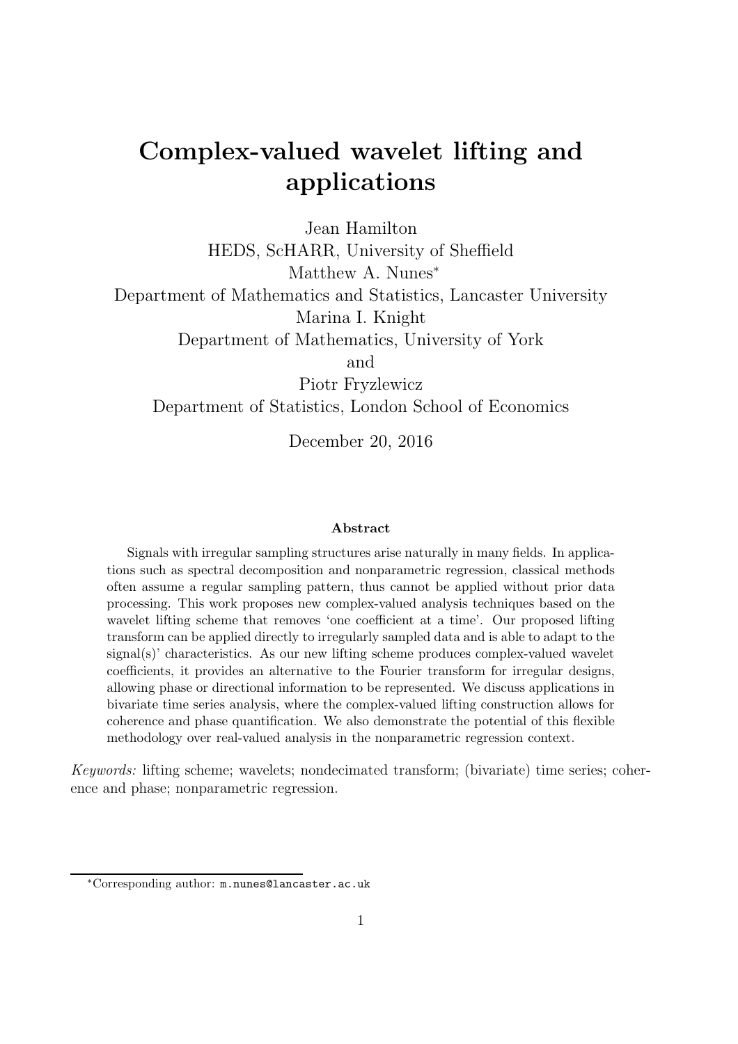# Complex-valued wavelet lifting and applications

Jean Hamilton
HEDS, ScHARR, University of Sheffield
Matthew A. Nunes*
Department of Mathematics and Statistics, Lancaster University
Marina I. Knight
Department of Mathematics, University of York
and
Piotr Fryzlewicz
Department of Statistics, London School of Economics

December 20, 2016

### Abstract

Signals with irregular sampling structures arise naturally in many fields. In applications such as spectral decomposition and nonparametric regression, classical methods often assume a regular sampling pattern, thus cannot be applied without prior data processing. This work proposes new complex-valued analysis techniques based on the wavelet lifting scheme that removes 'one coefficient at a time'. Our proposed lifting transform can be applied directly to irregularly sampled data and is able to adapt to the signal(s)' characteristics. As our new lifting scheme produces complex-valued wavelet coefficients, it provides an alternative to the Fourier transform for irregular designs, allowing phase or directional information to be represented. We discuss applications in bivariate time series analysis, where the complex-valued lifting construction allows for coherence and phase quantification. We also demonstrate the potential of this flexible methodology over real-valued analysis in the nonparametric regression context.

*Keywords:* lifting scheme; wavelets; nondecimated transform; (bivariate) time series; coherence and phase; nonparametric regression.

*Corresponding author: m.nunes@lancaster.ac.uk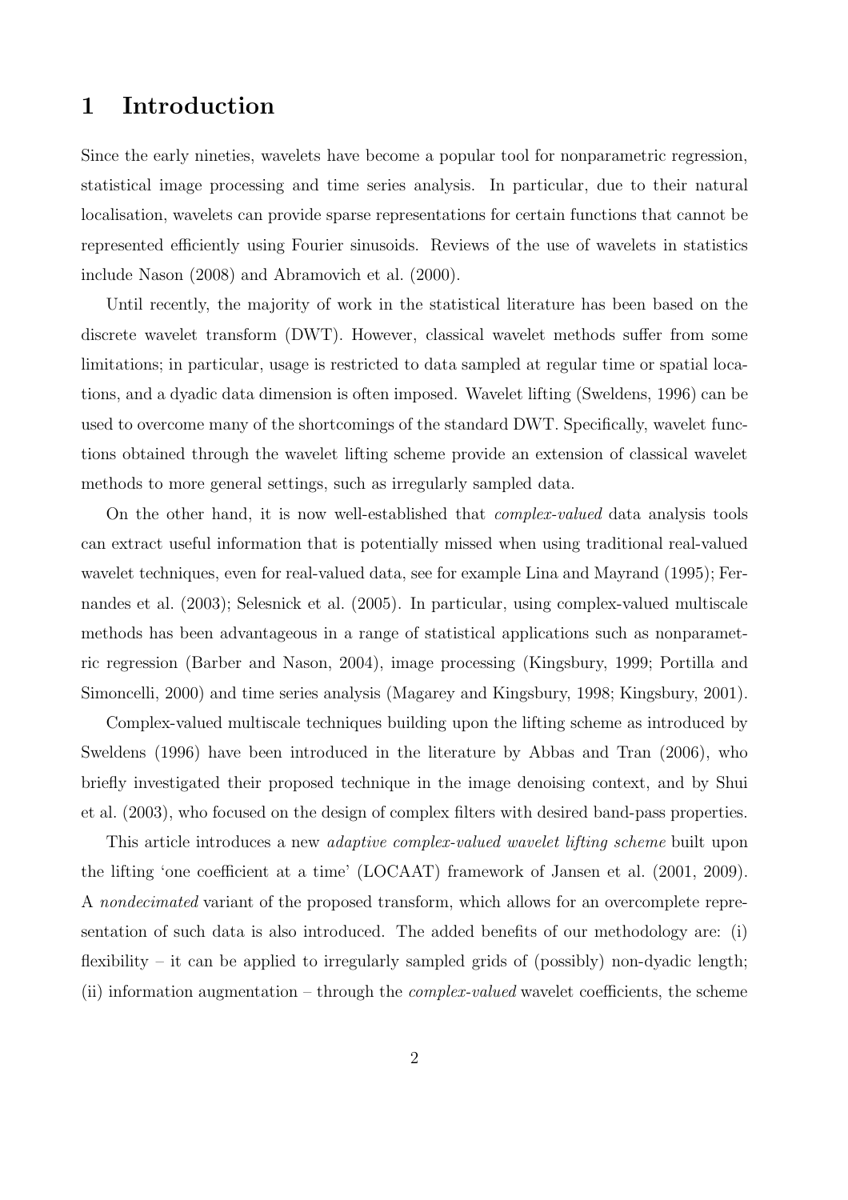# 1 Introduction

Since the early nineties, wavelets have become a popular tool for nonparametric regression, statistical image processing and time series analysis. In particular, due to their natural localisation, wavelets can provide sparse representations for certain functions that cannot be represented efficiently using Fourier sinusoids. Reviews of the use of wavelets in statistics include Nason (2008) and Abramovich et al. (2000).

Until recently, the majority of work in the statistical literature has been based on the discrete wavelet transform (DWT). However, classical wavelet methods suffer from some limitations; in particular, usage is restricted to data sampled at regular time or spatial locations, and a dyadic data dimension is often imposed. Wavelet lifting (Sweldens, 1996) can be used to overcome many of the shortcomings of the standard DWT. Specifically, wavelet functions obtained through the wavelet lifting scheme provide an extension of classical wavelet methods to more general settings, such as irregularly sampled data.

On the other hand, it is now well-established that *complex-valued* data analysis tools can extract useful information that is potentially missed when using traditional real-valued wavelet techniques, even for real-valued data, see for example Lina and Mayrand (1995); Fernandes et al. (2003); Selesnick et al. (2005). In particular, using complex-valued multiscale methods has been advantageous in a range of statistical applications such as nonparametric regression (Barber and Nason, 2004), image processing (Kingsbury, 1999; Portilla and Simoncelli, 2000) and time series analysis (Magarey and Kingsbury, 1998; Kingsbury, 2001).

Complex-valued multiscale techniques building upon the lifting scheme as introduced by Sweldens (1996) have been introduced in the literature by Abbas and Tran (2006), who briefly investigated their proposed technique in the image denoising context, and by Shui et al. (2003), who focused on the design of complex filters with desired band-pass properties.

This article introduces a new *adaptive complex-valued wavelet lifting scheme* built upon the lifting 'one coefficient at a time' (LOCAAT) framework of Jansen et al. (2001, 2009). A *nondecimated* variant of the proposed transform, which allows for an overcomplete representation of such data is also introduced. The added benefits of our methodology are: (i) flexibility – it can be applied to irregularly sampled grids of (possibly) non-dyadic length; (ii) information augmentation – through the *complex-valued* wavelet coefficients, the scheme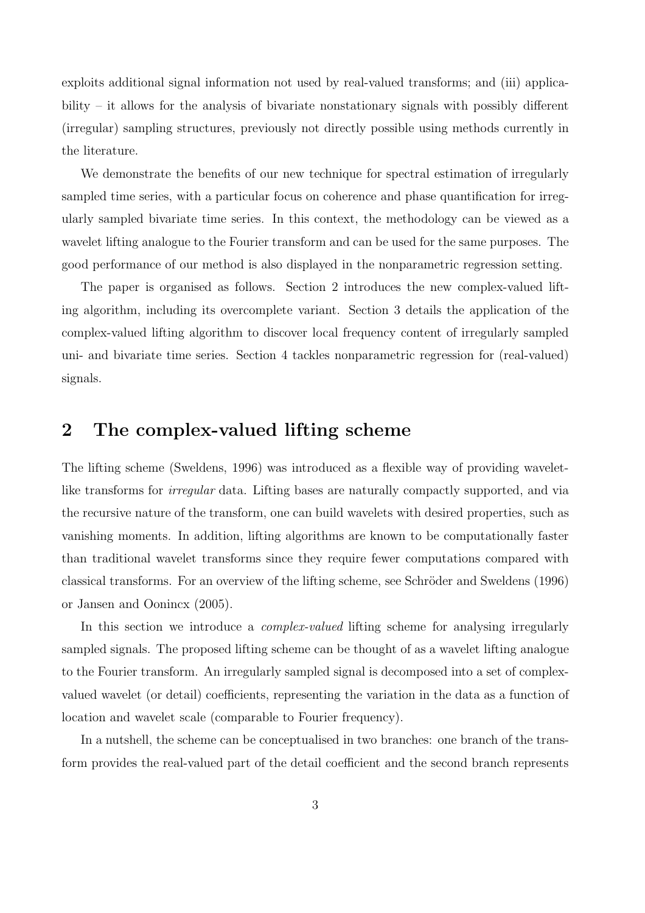exploits additional signal information not used by real-valued transforms; and (iii) applicability – it allows for the analysis of bivariate nonstationary signals with possibly different (irregular) sampling structures, previously not directly possible using methods currently in the literature.

We demonstrate the benefits of our new technique for spectral estimation of irregularly sampled time series, with a particular focus on coherence and phase quantification for irregularly sampled bivariate time series. In this context, the methodology can be viewed as a wavelet lifting analogue to the Fourier transform and can be used for the same purposes. The good performance of our method is also displayed in the nonparametric regression setting.

The paper is organised as follows. Section 2 introduces the new complex-valued lifting algorithm, including its overcomplete variant. Section 3 details the application of the complex-valued lifting algorithm to discover local frequency content of irregularly sampled uni- and bivariate time series. Section 4 tackles nonparametric regression for (real-valued) signals.

## 2 The complex-valued lifting scheme

The lifting scheme (Sweldens, 1996) was introduced as a flexible way of providing wavelet-like transforms for *irregular* data. Lifting bases are naturally compactly supported, and via the recursive nature of the transform, one can build wavelets with desired properties, such as vanishing moments. In addition, lifting algorithms are known to be computationally faster than traditional wavelet transforms since they require fewer computations compared with classical transforms. For an overview of the lifting scheme, see Schröder and Sweldens (1996) or Jansen and Oonincx (2005).

In this section we introduce a *complex-valued* lifting scheme for analysing irregularly sampled signals. The proposed lifting scheme can be thought of as a wavelet lifting analogue to the Fourier transform. An irregularly sampled signal is decomposed into a set of complex-valued wavelet (or detail) coefficients, representing the variation in the data as a function of location and wavelet scale (comparable to Fourier frequency).

In a nutshell, the scheme can be conceptualised in two branches: one branch of the transform provides the real-valued part of the detail coefficient and the second branch represents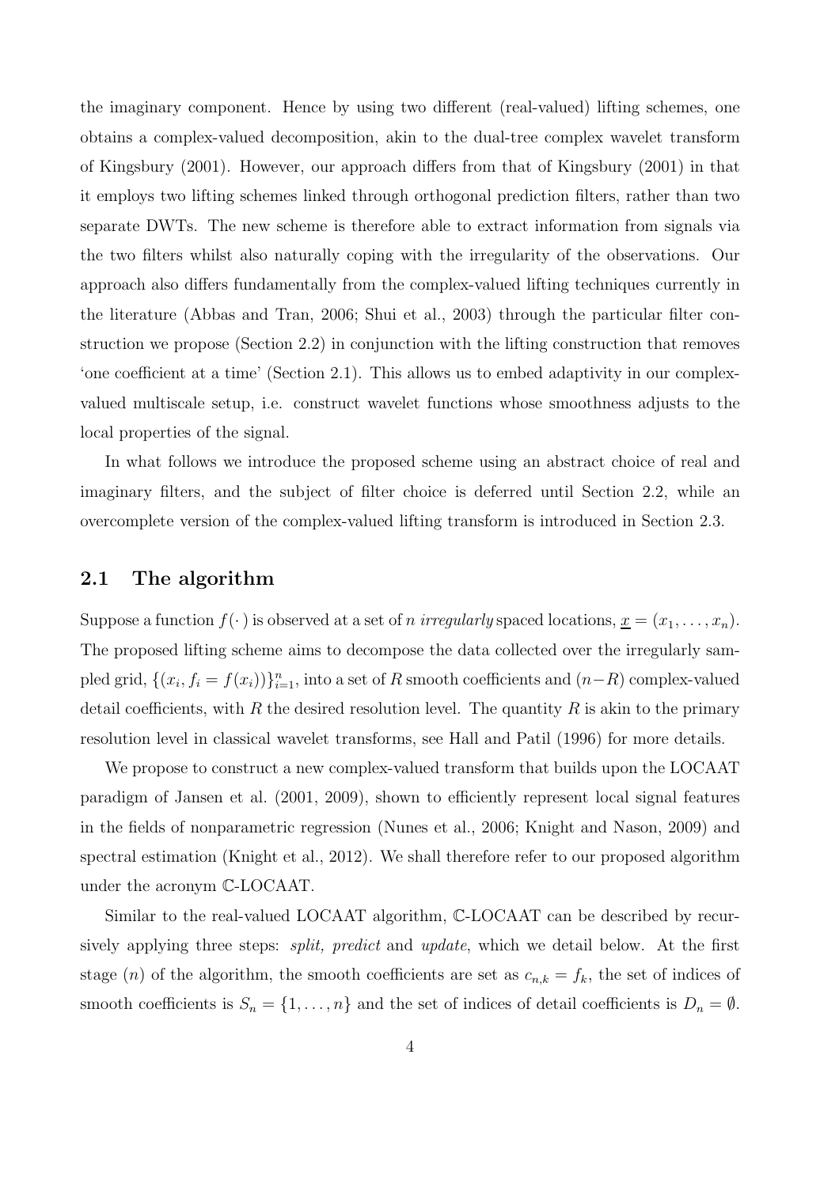the imaginary component. Hence by using two different (real-valued) lifting schemes, one obtains a complex-valued decomposition, akin to the dual-tree complex wavelet transform of Kingsbury (2001). However, our approach differs from that of Kingsbury (2001) in that it employs two lifting schemes linked through orthogonal prediction filters, rather than two separate DWTs. The new scheme is therefore able to extract information from signals via the two filters whilst also naturally coping with the irregularity of the observations. Our approach also differs fundamentally from the complex-valued lifting techniques currently in the literature (Abbas and Tran, 2006; Shui et al., 2003) through the particular filter construction we propose (Section 2.2) in conjunction with the lifting construction that removes 'one coefficient at a time' (Section 2.1). This allows us to embed adaptivity in our complex-valued multiscale setup, i.e. construct wavelet functions whose smoothness adjusts to the local properties of the signal.

In what follows we introduce the proposed scheme using an abstract choice of real and imaginary filters, and the subject of filter choice is deferred until Section 2.2, while an overcomplete version of the complex-valued lifting transform is introduced in Section 2.3.

## 2.1 The algorithm

Suppose a function $f(\cdot)$ is observed at a set of $n$ *irregularly* spaced locations, $\underline{x} = (x_1, \ldots, x_n)$. The proposed lifting scheme aims to decompose the data collected over the irregularly sampled grid, $\{(x_i, f_i = f(x_i))\}_{i=1}^n$, into a set of $R$ smooth coefficients and $(n-R)$ complex-valued detail coefficients, with $R$ the desired resolution level. The quantity $R$ is akin to the primary resolution level in classical wavelet transforms, see Hall and Patil (1996) for more details.

We propose to construct a new complex-valued transform that builds upon the LOCAAT paradigm of Jansen et al. (2001, 2009), shown to efficiently represent local signal features in the fields of nonparametric regression (Nunes et al., 2006; Knight and Nason, 2009) and spectral estimation (Knight et al., 2012). We shall therefore refer to our proposed algorithm under the acronym $\mathbb{C}$-LOCAAT.

Similar to the real-valued LOCAAT algorithm, $\mathbb{C}$-LOCAAT can be described by recursively applying three steps: *split, predict* and *update*, which we detail below. At the first stage ($n$) of the algorithm, the smooth coefficients are set as $c_{n,k} = f_k$, the set of indices of smooth coefficients is $S_n = \{1, \ldots, n\}$ and the set of indices of detail coefficients is $D_n = \emptyset$.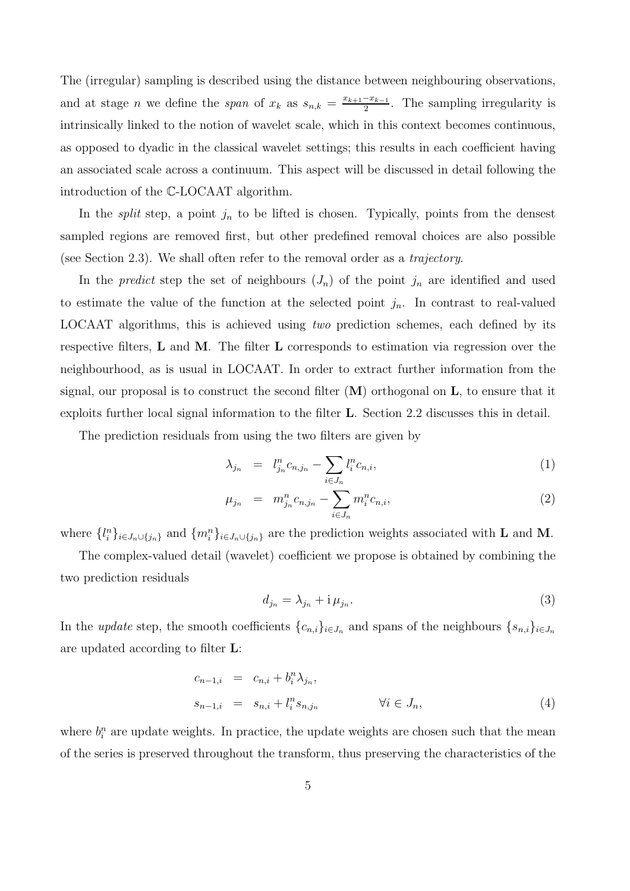The (irregular) sampling is described using the distance between neighbouring observations, and at stage $n$ we define the *span* of $x_k$ as $s_{n,k} = \frac{x_{k+1}-x_{k-1}}{2}$. The sampling irregularity is intrinsically linked to the notion of wavelet scale, which in this context becomes continuous, as opposed to dyadic in the classical wavelet settings; this results in each coefficient having an associated scale across a continuum. This aspect will be discussed in detail following the introduction of the $\mathbb{C}$-LOCAAT algorithm.

In the *split* step, a point $j_n$ to be lifted is chosen. Typically, points from the densest sampled regions are removed first, but other predefined removal choices are also possible (see Section 2.3). We shall often refer to the removal order as a *trajectory*.

In the *predict* step the set of neighbours ($J_n$) of the point $j_n$ are identified and used to estimate the value of the function at the selected point $j_n$. In contrast to real-valued LOCAAT algorithms, this is achieved using *two* prediction schemes, each defined by its respective filters, $\mathbf{L}$ and $\mathbf{M}$. The filter $\mathbf{L}$ corresponds to estimation via regression over the neighbourhood, as is usual in LOCAAT. In order to extract further information from the signal, our proposal is to construct the second filter ($\mathbf{M}$) orthogonal on $\mathbf{L}$, to ensure that it exploits further local signal information to the filter $\mathbf{L}$. Section 2.2 discusses this in detail.

The prediction residuals from using the two filters are given by

$$\lambda_{j_n} = l^n_{j_n} c_{n,j_n} - \sum_{i \in J_n} l^n_i c_{n,i}, \tag{1}$$

$$\mu_{j_n} = m^n_{j_n} c_{n,j_n} - \sum_{i \in J_n} m^n_i c_{n,i}, \tag{2}$$

where $\{l^n_i\}_{i \in J_n \cup \{j_n\}}$ and $\{m^n_i\}_{i \in J_n \cup \{j_n\}}$ are the prediction weights associated with $\mathbf{L}$ and $\mathbf{M}$.

The complex-valued detail (wavelet) coefficient we propose is obtained by combining the two prediction residuals

$$d_{j_n} = \lambda_{j_n} + \mathrm{i}\, \mu_{j_n}. \tag{3}$$

In the *update* step, the smooth coefficients $\{c_{n,i}\}_{i \in J_n}$ and spans of the neighbours $\{s_{n,i}\}_{i \in J_n}$ are updated according to filter $\mathbf{L}$:

$$\begin{aligned} c_{n-1,i} &= c_{n,i} + b^n_i \lambda_{j_n}, \\ s_{n-1,i} &= s_{n,i} + l^n_i s_{n,j_n} \qquad \forall i \in J_n, \end{aligned} \tag{4}$$

where $b^n_i$ are update weights. In practice, the update weights are chosen such that the mean of the series is preserved throughout the transform, thus preserving the characteristics of the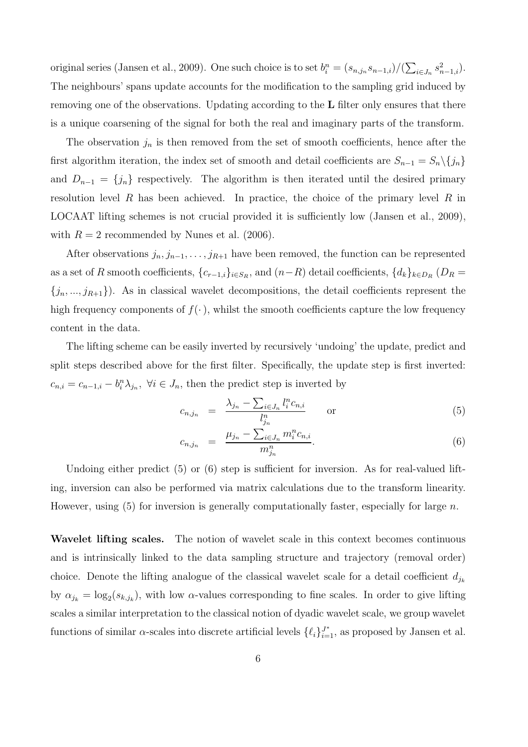original series (Jansen et al., 2009). One such choice is to set $b_i^n = (s_{n,j_n} s_{n-1,i})/(\sum_{i \in J_n} s_{n-1,i}^2)$. The neighbours' spans update accounts for the modification to the sampling grid induced by removing one of the observations. Updating according to the $\mathbf{L}$ filter only ensures that there is a unique coarsening of the signal for both the real and imaginary parts of the transform.

The observation $j_n$ is then removed from the set of smooth coefficients, hence after the first algorithm iteration, the index set of smooth and detail coefficients are $S_{n-1} = S_n \backslash \{j_n\}$ and $D_{n-1} = \{j_n\}$ respectively. The algorithm is then iterated until the desired primary resolution level $R$ has been achieved. In practice, the choice of the primary level $R$ in LOCAAT lifting schemes is not crucial provided it is sufficiently low (Jansen et al., 2009), with $R = 2$ recommended by Nunes et al. (2006).

After observations $j_n, j_{n-1}, \ldots, j_{R+1}$ have been removed, the function can be represented as a set of $R$ smooth coefficients, $\{c_{r-1,i}\}_{i \in S_R}$, and $(n-R)$ detail coefficients, $\{d_k\}_{k \in D_R}$ ($D_R = \{j_n, ..., j_{R+1}\}$). As in classical wavelet decompositions, the detail coefficients represent the high frequency components of $f(\cdot)$, whilst the smooth coefficients capture the low frequency content in the data.

The lifting scheme can be easily inverted by recursively 'undoing' the update, predict and split steps described above for the first filter. Specifically, the update step is first inverted: $c_{n,i} = c_{n-1,i} - b_i^n \lambda_{j_n}, \ \forall i \in J_n$, then the predict step is inverted by

$$c_{n,j_n} = \frac{\lambda_{j_n} - \sum_{i \in J_n} l_i^n c_{n,i}}{l_{j_n}^n} \qquad \text{or} \tag{5}$$

$$c_{n,j_n} = \frac{\mu_{j_n} - \sum_{i \in J_n} m_i^n c_{n,i}}{m_{j_n}^n}. \tag{6}$$

Undoing either predict (5) or (6) step is sufficient for inversion. As for real-valued lifting, inversion can also be performed via matrix calculations due to the transform linearity. However, using (5) for inversion is generally computationally faster, especially for large $n$.

**Wavelet lifting scales.** The notion of wavelet scale in this context becomes continuous and is intrinsically linked to the data sampling structure and trajectory (removal order) choice. Denote the lifting analogue of the classical wavelet scale for a detail coefficient $d_{j_k}$ by $\alpha_{j_k} = \log_2(s_{k,j_k})$, with low $\alpha$-values corresponding to fine scales. In order to give lifting scales a similar interpretation to the classical notion of dyadic wavelet scale, we group wavelet functions of similar $\alpha$-scales into discrete artificial levels $\{\ell_i\}_{i=1}^{J^*}$, as proposed by Jansen et al.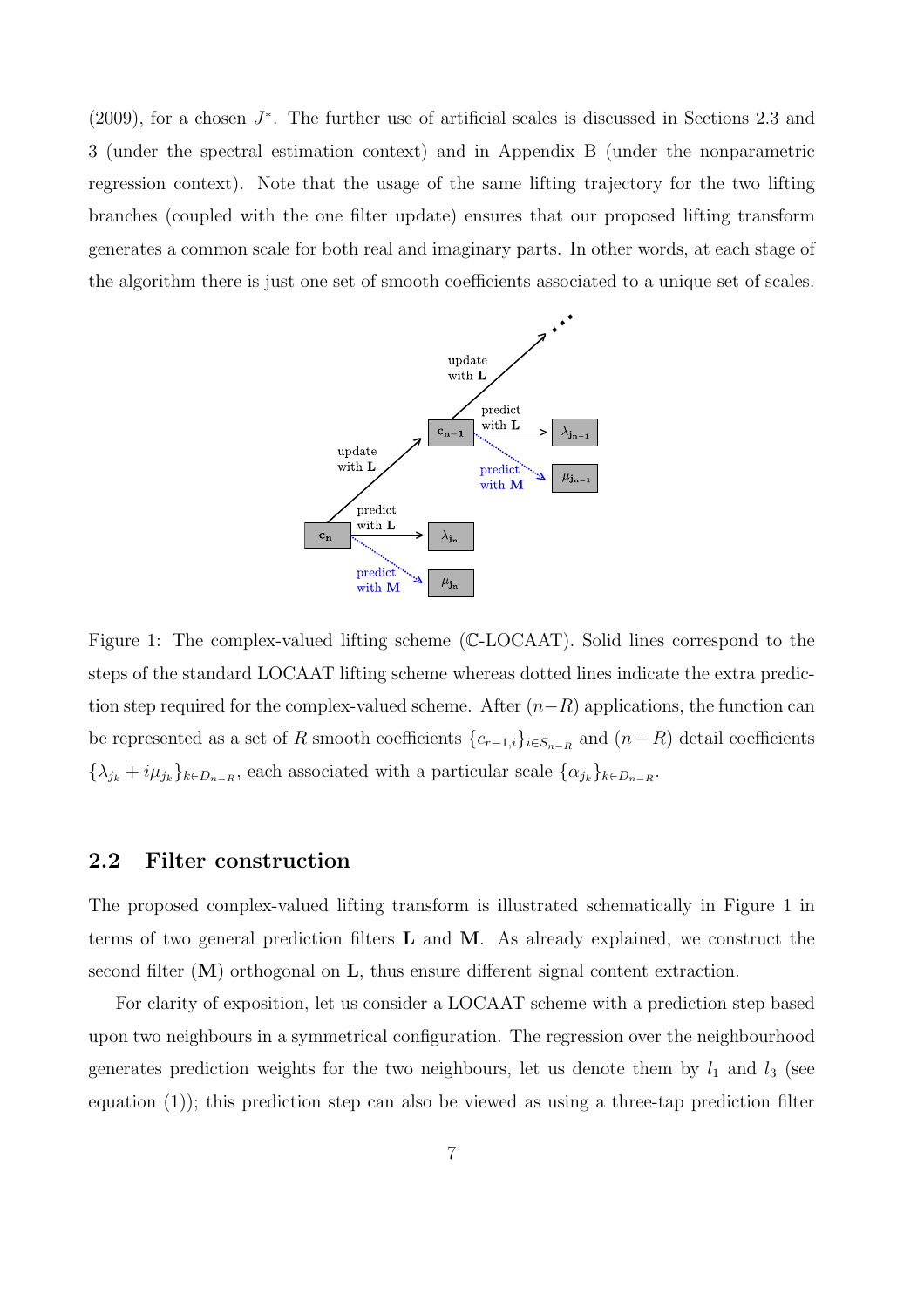(2009), for a chosen $J^*$. The further use of artificial scales is discussed in Sections 2.3 and 3 (under the spectral estimation context) and in Appendix B (under the nonparametric regression context). Note that the usage of the same lifting trajectory for the two lifting branches (coupled with the one filter update) ensures that our proposed lifting transform generates a common scale for both real and imaginary parts. In other words, at each stage of the algorithm there is just one set of smooth coefficients associated to a unique set of scales.

Figure 1: The complex-valued lifting scheme ($\mathbb{C}$-LOCAAT). Solid lines correspond to the steps of the standard LOCAAT lifting scheme whereas dotted lines indicate the extra prediction step required for the complex-valued scheme. After $(n-R)$ applications, the function can be represented as a set of $R$ smooth coefficients $\{c_{r-1,i}\}_{i \in S_{n-R}}$ and $(n-R)$ detail coefficients $\{\lambda_{j_k} + i\mu_{j_k}\}_{k \in D_{n-R}}$, each associated with a particular scale $\{\alpha_{j_k}\}_{k \in D_{n-R}}$.

## 2.2 Filter construction

The proposed complex-valued lifting transform is illustrated schematically in Figure 1 in terms of two general prediction filters $\mathbf{L}$ and $\mathbf{M}$. As already explained, we construct the second filter ($\mathbf{M}$) orthogonal on $\mathbf{L}$, thus ensure different signal content extraction.

For clarity of exposition, let us consider a LOCAAT scheme with a prediction step based upon two neighbours in a symmetrical configuration. The regression over the neighbourhood generates prediction weights for the two neighbours, let us denote them by $l_1$ and $l_3$ (see equation (1)); this prediction step can also be viewed as using a three-tap prediction filter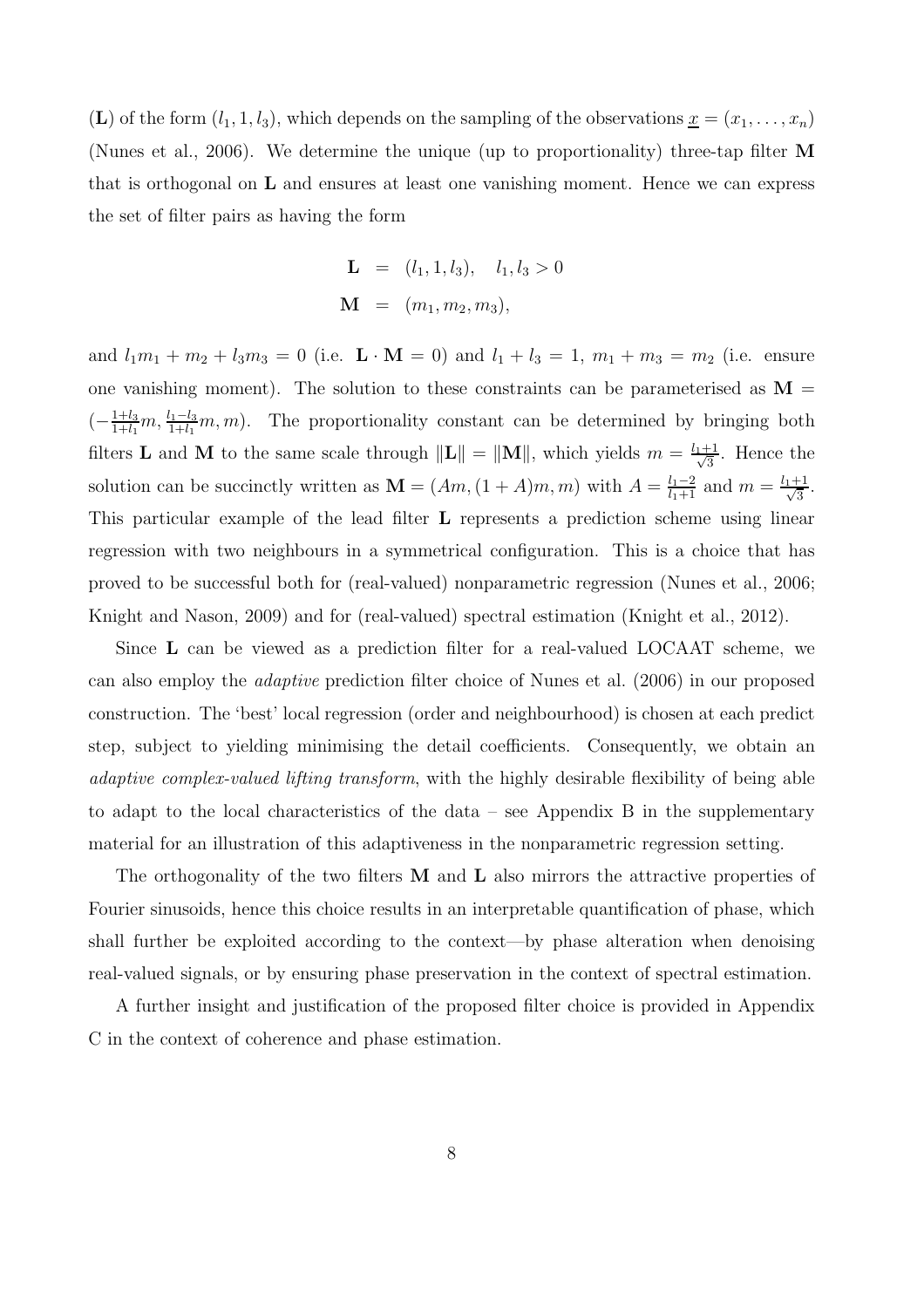($\mathbf{L}$) of the form $(l_1, 1, l_3)$, which depends on the sampling of the observations $\underline{x} = (x_1, \ldots, x_n)$ (Nunes et al., 2006). We determine the unique (up to proportionality) three-tap filter $\mathbf{M}$ that is orthogonal on $\mathbf{L}$ and ensures at least one vanishing moment. Hence we can express the set of filter pairs as having the form

$$
\begin{aligned}
\mathbf{L} &= (l_1, 1, l_3), \quad l_1, l_3 > 0 \\
\mathbf{M} &= (m_1, m_2, m_3),
\end{aligned}
$$

and $l_1 m_1 + m_2 + l_3 m_3 = 0$ (i.e. $\mathbf{L} \cdot \mathbf{M} = 0$) and $l_1 + l_3 = 1$, $m_1 + m_3 = m_2$ (i.e. ensure one vanishing moment). The solution to these constraints can be parameterised as $\mathbf{M} = (-\frac{1+l_3}{1+l_1}m, \frac{l_1 - l_3}{1+l_1}m, m)$. The proportionality constant can be determined by bringing both filters $\mathbf{L}$ and $\mathbf{M}$ to the same scale through $\|\mathbf{L}\| = \|\mathbf{M}\|$, which yields $m = \frac{l_1+1}{\sqrt{3}}$. Hence the solution can be succinctly written as $\mathbf{M} = (Am, (1+A)m, m)$ with $A = \frac{l_1 - 2}{l_1 + 1}$ and $m = \frac{l_1+1}{\sqrt{3}}$. This particular example of the lead filter $\mathbf{L}$ represents a prediction scheme using linear regression with two neighbours in a symmetrical configuration. This is a choice that has proved to be successful both for (real-valued) nonparametric regression (Nunes et al., 2006; Knight and Nason, 2009) and for (real-valued) spectral estimation (Knight et al., 2012).

Since $\mathbf{L}$ can be viewed as a prediction filter for a real-valued LOCAAT scheme, we can also employ the *adaptive* prediction filter choice of Nunes et al. (2006) in our proposed construction. The 'best' local regression (order and neighbourhood) is chosen at each predict step, subject to yielding minimising the detail coefficients. Consequently, we obtain an *adaptive complex-valued lifting transform*, with the highly desirable flexibility of being able to adapt to the local characteristics of the data – see Appendix B in the supplementary material for an illustration of this adaptiveness in the nonparametric regression setting.

The orthogonality of the two filters $\mathbf{M}$ and $\mathbf{L}$ also mirrors the attractive properties of Fourier sinusoids, hence this choice results in an interpretable quantification of phase, which shall further be exploited according to the context—by phase alteration when denoising real-valued signals, or by ensuring phase preservation in the context of spectral estimation.

A further insight and justification of the proposed filter choice is provided in Appendix C in the context of coherence and phase estimation.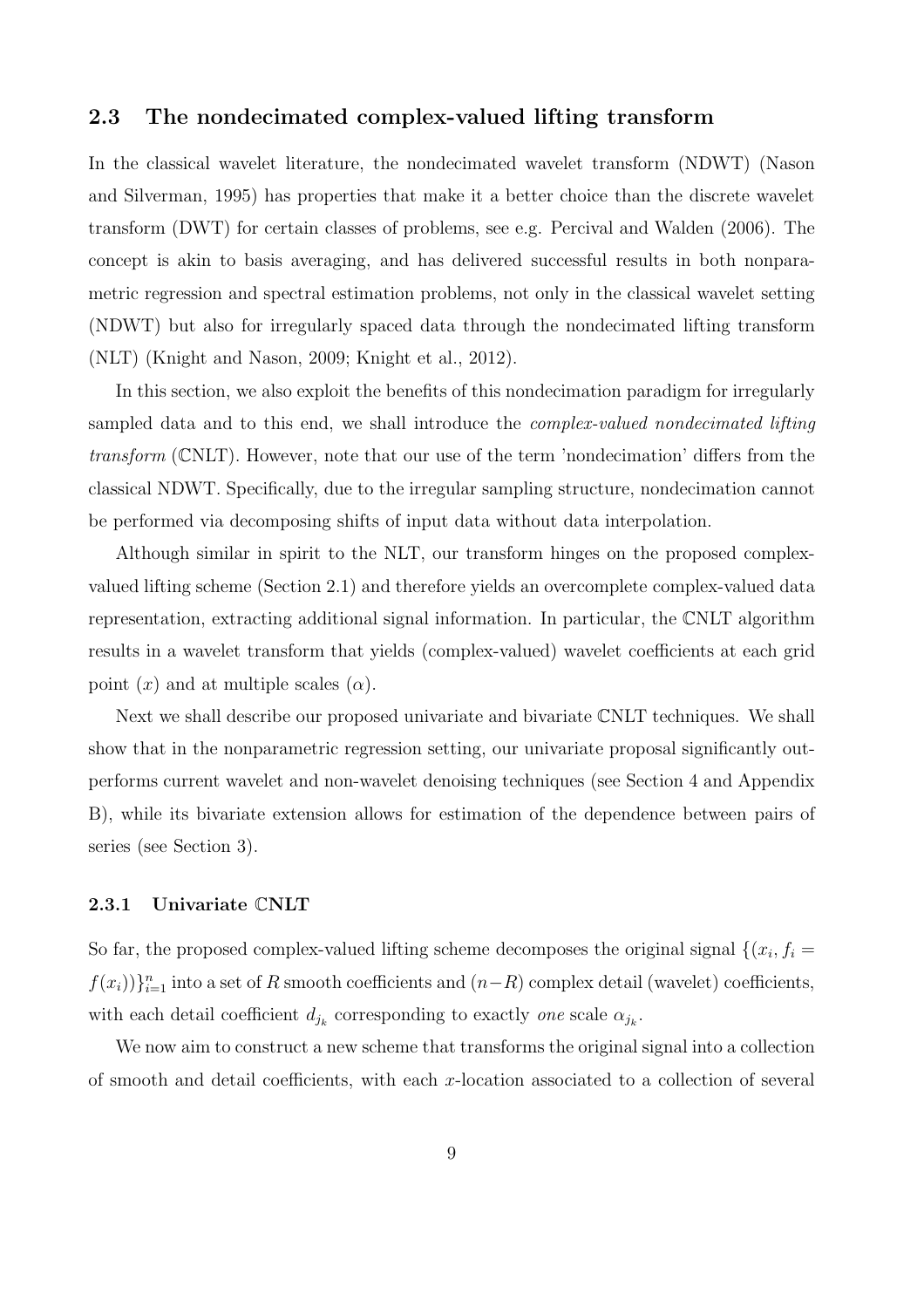### 2.3 The nondecimated complex-valued lifting transform

In the classical wavelet literature, the nondecimated wavelet transform (NDWT) (Nason and Silverman, 1995) has properties that make it a better choice than the discrete wavelet transform (DWT) for certain classes of problems, see e.g. Percival and Walden (2006). The concept is akin to basis averaging, and has delivered successful results in both nonparametric regression and spectral estimation problems, not only in the classical wavelet setting (NDWT) but also for irregularly spaced data through the nondecimated lifting transform (NLT) (Knight and Nason, 2009; Knight et al., 2012).

In this section, we also exploit the benefits of this nondecimation paradigm for irregularly sampled data and to this end, we shall introduce the *complex-valued nondecimated lifting transform* ($\mathbb{C}$NLT). However, note that our use of the term 'nondecimation' differs from the classical NDWT. Specifically, due to the irregular sampling structure, nondecimation cannot be performed via decomposing shifts of input data without data interpolation.

Although similar in spirit to the NLT, our transform hinges on the proposed complex-valued lifting scheme (Section 2.1) and therefore yields an overcomplete complex-valued data representation, extracting additional signal information. In particular, the $\mathbb{C}$NLT algorithm results in a wavelet transform that yields (complex-valued) wavelet coefficients at each grid point ($x$) and at multiple scales ($\alpha$).

Next we shall describe our proposed univariate and bivariate $\mathbb{C}$NLT techniques. We shall show that in the nonparametric regression setting, our univariate proposal significantly outperforms current wavelet and non-wavelet denoising techniques (see Section 4 and Appendix B), while its bivariate extension allows for estimation of the dependence between pairs of series (see Section 3).

#### 2.3.1 Univariate $\mathbb{C}$NLT

So far, the proposed complex-valued lifting scheme decomposes the original signal $\{(x_i, f_i = f(x_i))\}_{i=1}^{n}$ into a set of $R$ smooth coefficients and $(n-R)$ complex detail (wavelet) coefficients, with each detail coefficient $d_{j_k}$ corresponding to exactly *one* scale $\alpha_{j_k}$.

We now aim to construct a new scheme that transforms the original signal into a collection of smooth and detail coefficients, with each $x$-location associated to a collection of several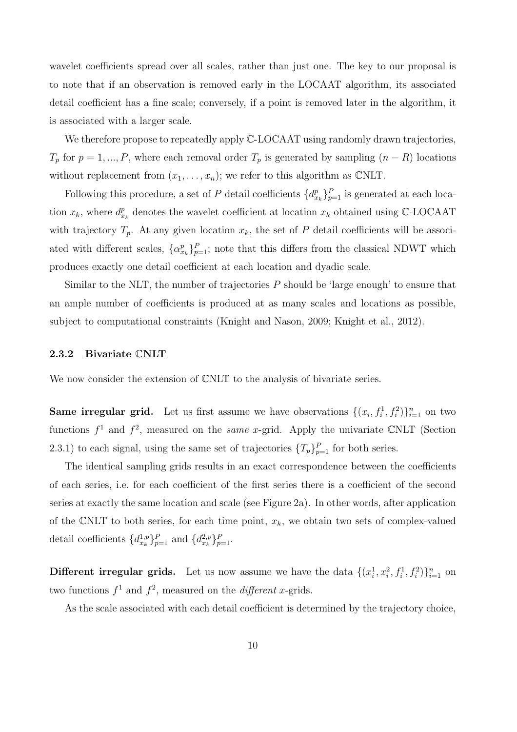wavelet coefficients spread over all scales, rather than just one. The key to our proposal is to note that if an observation is removed early in the LOCAAT algorithm, its associated detail coefficient has a fine scale; conversely, if a point is removed later in the algorithm, it is associated with a larger scale.

We therefore propose to repeatedly apply $\mathbb{C}$-LOCAAT using randomly drawn trajectories, $T_p$ for $p = 1, ..., P$, where each removal order $T_p$ is generated by sampling $(n - R)$ locations without replacement from $(x_1, \ldots, x_n)$; we refer to this algorithm as $\mathbb{C}$NLT.

Following this procedure, a set of $P$ detail coefficients $\{d^p_{x_k}\}_{p=1}^P$ is generated at each location $x_k$, where $d^p_{x_k}$ denotes the wavelet coefficient at location $x_k$ obtained using $\mathbb{C}$-LOCAAT with trajectory $T_p$. At any given location $x_k$, the set of $P$ detail coefficients will be associated with different scales, $\{\alpha^p_{x_k}\}_{p=1}^P$; note that this differs from the classical NDWT which produces exactly one detail coefficient at each location and dyadic scale.

Similar to the NLT, the number of trajectories $P$ should be 'large enough' to ensure that an ample number of coefficients is produced at as many scales and locations as possible, subject to computational constraints (Knight and Nason, 2009; Knight et al., 2012).

### 2.3.2 Bivariate $\mathbb{C}$NLT

We now consider the extension of $\mathbb{C}$NLT to the analysis of bivariate series.

**Same irregular grid.** Let us first assume we have observations $\{(x_i, f^1_i, f^2_i)\}_{i=1}^n$ on two functions $f^1$ and $f^2$, measured on the *same* $x$-grid. Apply the univariate $\mathbb{C}$NLT (Section 2.3.1) to each signal, using the same set of trajectories $\{T_p\}_{p=1}^P$ for both series.

The identical sampling grids results in an exact correspondence between the coefficients of each series, i.e. for each coefficient of the first series there is a coefficient of the second series at exactly the same location and scale (see Figure 2a). In other words, after application of the $\mathbb{C}$NLT to both series, for each time point, $x_k$, we obtain two sets of complex-valued detail coefficients $\{d^{1,p}_{x_k}\}_{p=1}^P$ and $\{d^{2,p}_{x_k}\}_{p=1}^P$.

**Different irregular grids.** Let us now assume we have the data $\{(x^1_i, x^2_i, f^1_i, f^2_i)\}_{i=1}^n$ on two functions $f^1$ and $f^2$, measured on the *different* $x$-grids.

As the scale associated with each detail coefficient is determined by the trajectory choice,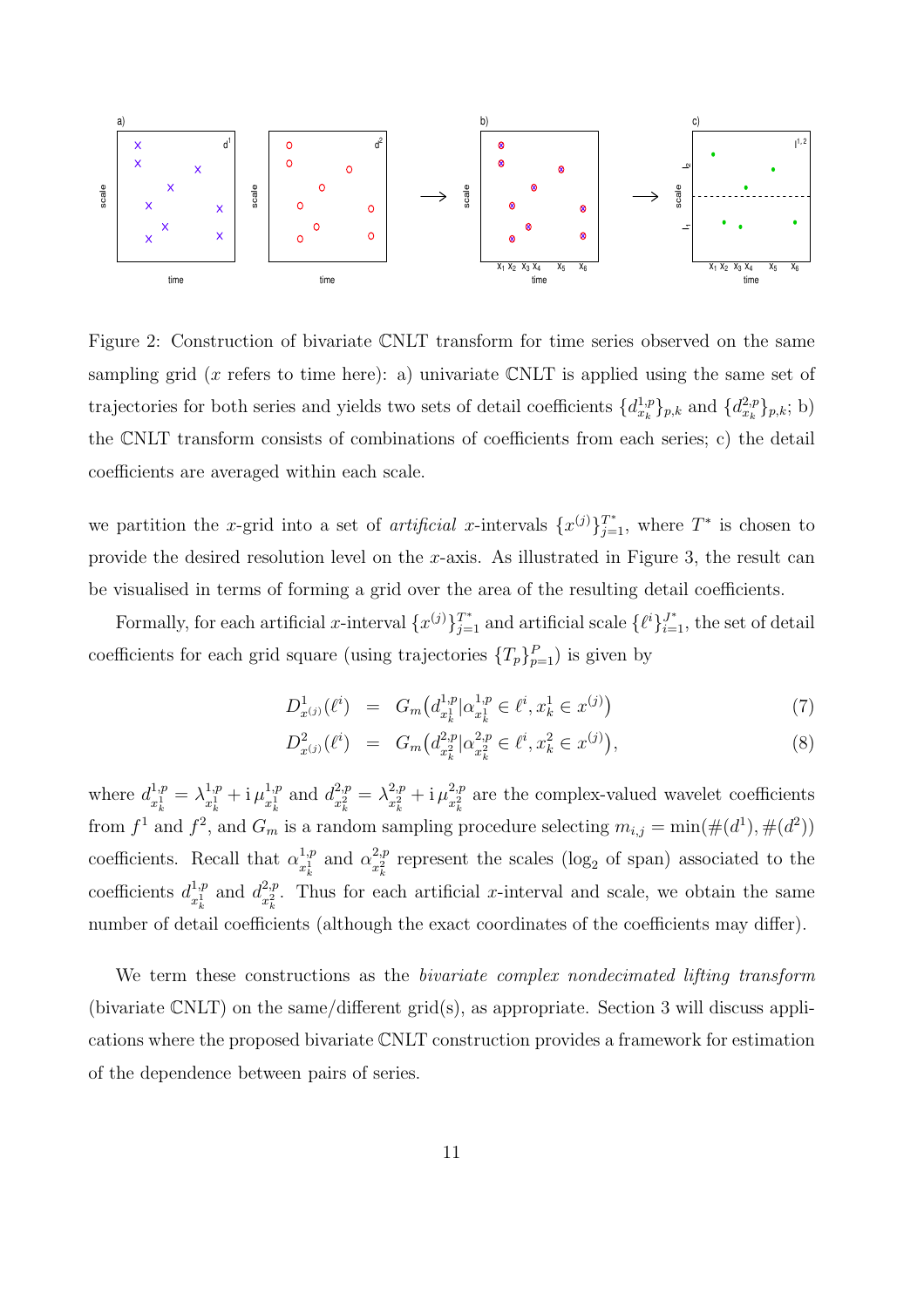Figure 2: Construction of bivariate ℂNLT transform for time series observed on the same sampling grid ($x$ refers to time here): a) univariate ℂNLT is applied using the same set of trajectories for both series and yields two sets of detail coefficients $\{d^{1,p}_{x_k}\}_{p,k}$ and $\{d^{2,p}_{x_k}\}_{p,k}$; b) the ℂNLT transform consists of combinations of coefficients from each series; c) the detail coefficients are averaged within each scale.

we partition the $x$-grid into a set of *artificial* $x$-intervals $\{x^{(j)}\}_{j=1}^{T^*}$, where $T^*$ is chosen to provide the desired resolution level on the $x$-axis. As illustrated in Figure 3, the result can be visualised in terms of forming a grid over the area of the resulting detail coefficients.

Formally, for each artificial $x$-interval $\{x^{(j)}\}_{j=1}^{T^*}$ and artificial scale $\{\ell^i\}_{i=1}^{J^*}$, the set of detail coefficients for each grid square (using trajectories $\{T_p\}_{p=1}^{P}$) is given by

$$
\begin{aligned}
D^1_{x^{(j)}}(\ell^i) &= G_m\big(d^{1,p}_{x^1_k} | \alpha^{1,p}_{x^1_k} \in \ell^i, x^1_k \in x^{(j)}\big) &(7)\\
D^2_{x^{(j)}}(\ell^i) &= G_m\big(d^{2,p}_{x^2_k} | \alpha^{2,p}_{x^2_k} \in \ell^i, x^2_k \in x^{(j)}\big), &(8)
\end{aligned}
$$

where $d^{1,p}_{x^1_k} = \lambda^{1,p}_{x^1_k} + \mathrm{i}\,\mu^{1,p}_{x^1_k}$ and $d^{2,p}_{x^2_k} = \lambda^{2,p}_{x^2_k} + \mathrm{i}\,\mu^{2,p}_{x^2_k}$ are the complex-valued wavelet coefficients from $f^1$ and $f^2$, and $G_m$ is a random sampling procedure selecting $m_{i,j} = \min(\#(d^1), \#(d^2))$ coefficients. Recall that $\alpha^{1,p}_{x^1_k}$ and $\alpha^{2,p}_{x^2_k}$ represent the scales ($\log_2$ of span) associated to the coefficients $d^{1,p}_{x^1_k}$ and $d^{2,p}_{x^2_k}$. Thus for each artificial $x$-interval and scale, we obtain the same number of detail coefficients (although the exact coordinates of the coefficients may differ).

We term these constructions as the *bivariate complex nondecimated lifting transform* (bivariate ℂNLT) on the same/different grid(s), as appropriate. Section 3 will discuss applications where the proposed bivariate ℂNLT construction provides a framework for estimation of the dependence between pairs of series.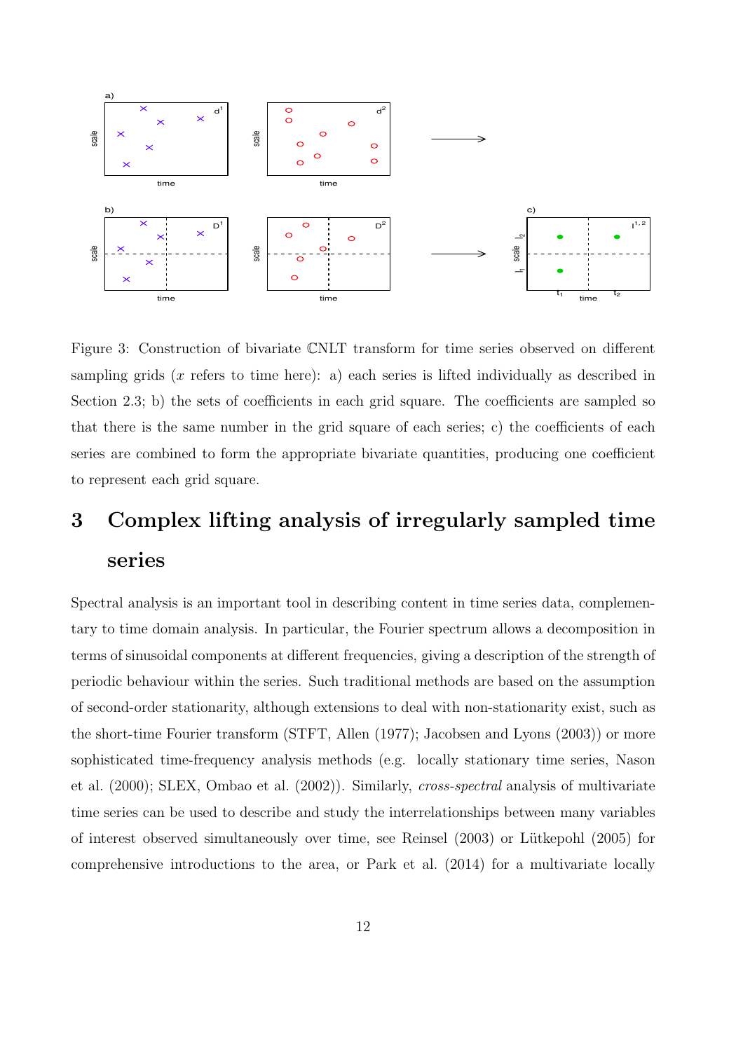Figure 3: Construction of bivariate $\mathbb{C}$NLT transform for time series observed on different sampling grids ($x$ refers to time here): a) each series is lifted individually as described in Section 2.3; b) the sets of coefficients in each grid square. The coefficients are sampled so that there is the same number in the grid square of each series; c) the coefficients of each series are combined to form the appropriate bivariate quantities, producing one coefficient to represent each grid square.

# 3 Complex lifting analysis of irregularly sampled time series

Spectral analysis is an important tool in describing content in time series data, complementary to time domain analysis. In particular, the Fourier spectrum allows a decomposition in terms of sinusoidal components at different frequencies, giving a description of the strength of periodic behaviour within the series. Such traditional methods are based on the assumption of second-order stationarity, although extensions to deal with non-stationarity exist, such as the short-time Fourier transform (STFT, Allen (1977); Jacobsen and Lyons (2003)) or more sophisticated time-frequency analysis methods (e.g. locally stationary time series, Nason et al. (2000); SLEX, Ombao et al. (2002)). Similarly, *cross-spectral* analysis of multivariate time series can be used to describe and study the interrelationships between many variables of interest observed simultaneously over time, see Reinsel (2003) or Lütkepohl (2005) for comprehensive introductions to the area, or Park et al. (2014) for a multivariate locally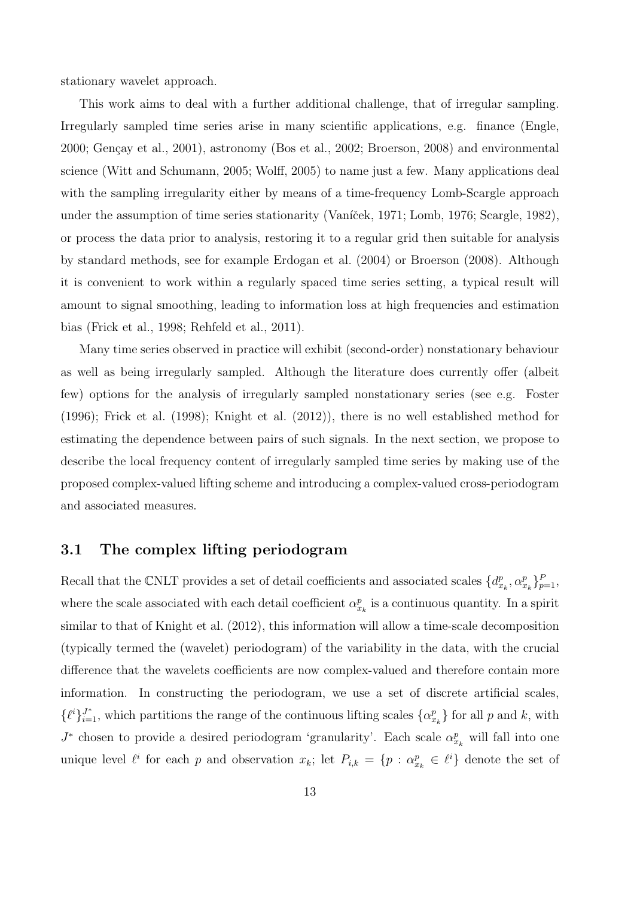stationary wavelet approach.

This work aims to deal with a further additional challenge, that of irregular sampling. Irregularly sampled time series arise in many scientific applications, e.g. finance (Engle, 2000; Gençay et al., 2001), astronomy (Bos et al., 2002; Broerson, 2008) and environmental science (Witt and Schumann, 2005; Wolff, 2005) to name just a few. Many applications deal with the sampling irregularity either by means of a time-frequency Lomb-Scargle approach under the assumption of time series stationarity (Vaníček, 1971; Lomb, 1976; Scargle, 1982), or process the data prior to analysis, restoring it to a regular grid then suitable for analysis by standard methods, see for example Erdogan et al. (2004) or Broerson (2008). Although it is convenient to work within a regularly spaced time series setting, a typical result will amount to signal smoothing, leading to information loss at high frequencies and estimation bias (Frick et al., 1998; Rehfeld et al., 2011).

Many time series observed in practice will exhibit (second-order) nonstationary behaviour as well as being irregularly sampled. Although the literature does currently offer (albeit few) options for the analysis of irregularly sampled nonstationary series (see e.g. Foster (1996); Frick et al. (1998); Knight et al. (2012)), there is no well established method for estimating the dependence between pairs of such signals. In the next section, we propose to describe the local frequency content of irregularly sampled time series by making use of the proposed complex-valued lifting scheme and introducing a complex-valued cross-periodogram and associated measures.

### 3.1 The complex lifting periodogram

Recall that the $\mathbb{C}$NLT provides a set of detail coefficients and associated scales $\{d^p_{x_k}, \alpha^p_{x_k}\}^P_{p=1}$, where the scale associated with each detail coefficient $\alpha^p_{x_k}$ is a continuous quantity. In a spirit similar to that of Knight et al. (2012), this information will allow a time-scale decomposition (typically termed the (wavelet) periodogram) of the variability in the data, with the crucial difference that the wavelets coefficients are now complex-valued and therefore contain more information. In constructing the periodogram, we use a set of discrete artificial scales, $\{\ell^i\}^{J^*}_{i=1}$, which partitions the range of the continuous lifting scales $\{\alpha^p_{x_k}\}$ for all $p$ and $k$, with $J^*$ chosen to provide a desired periodogram 'granularity'. Each scale $\alpha^p_{x_k}$ will fall into one unique level $\ell^i$ for each $p$ and observation $x_k$; let $P_{i,k} = \{p : \alpha^p_{x_k} \in \ell^i\}$ denote the set of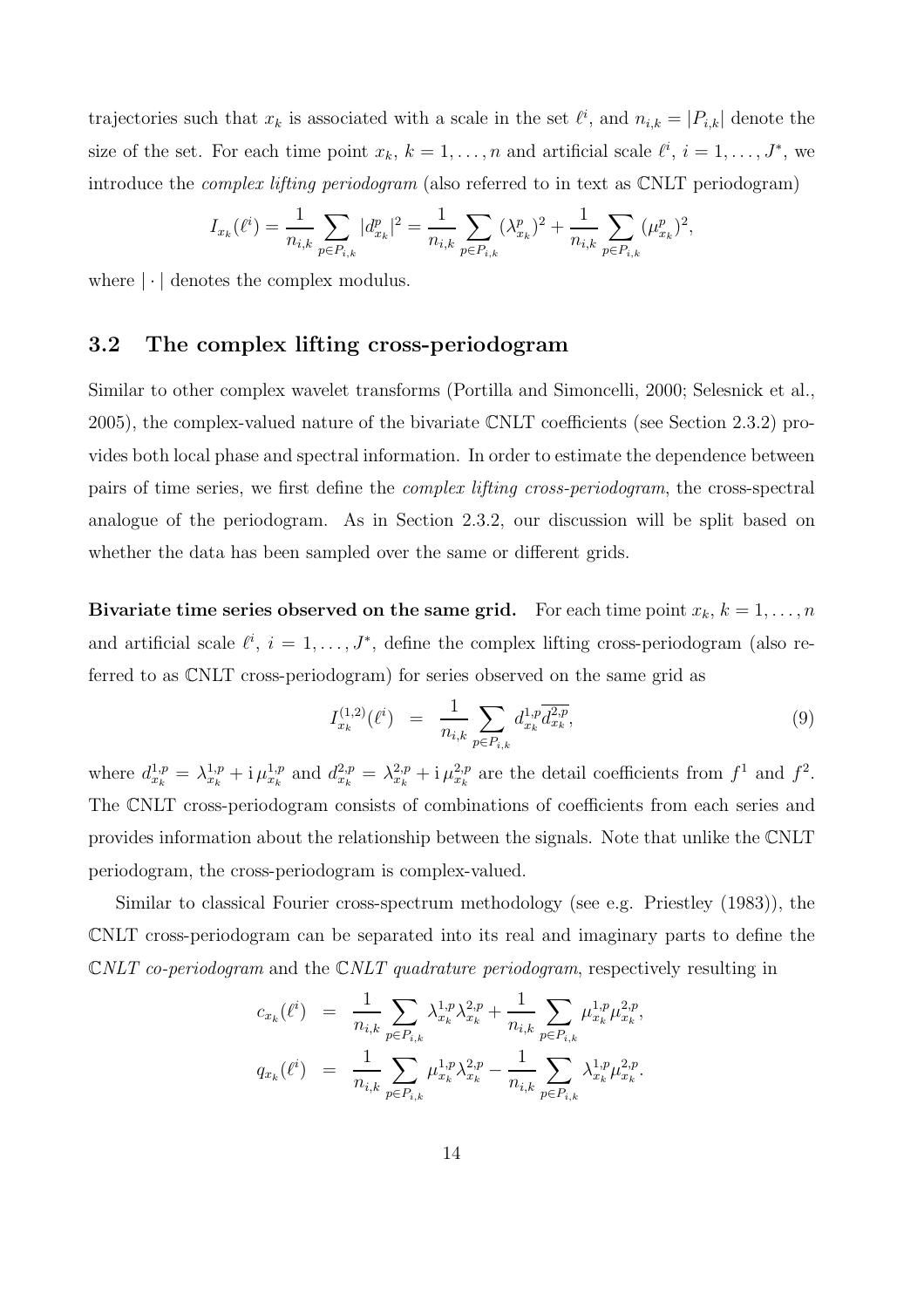trajectories such that $x_k$ is associated with a scale in the set $\ell^i$, and $n_{i,k} = |P_{i,k}|$ denote the size of the set. For each time point $x_k$, $k = 1, \ldots, n$ and artificial scale $\ell^i$, $i = 1, \ldots, J^*$, we introduce the *complex lifting periodogram* (also referred to in text as $\mathbb{C}$NLT periodogram)

$$I_{x_k}(\ell^i) = \frac{1}{n_{i,k}} \sum_{p \in P_{i,k}} |d^p_{x_k}|^2 = \frac{1}{n_{i,k}} \sum_{p \in P_{i,k}} (\lambda^p_{x_k})^2 + \frac{1}{n_{i,k}} \sum_{p \in P_{i,k}} (\mu^p_{x_k})^2,$$

where $|\cdot|$ denotes the complex modulus.

## 3.2 The complex lifting cross-periodogram

Similar to other complex wavelet transforms (Portilla and Simoncelli, 2000; Selesnick et al., 2005), the complex-valued nature of the bivariate $\mathbb{C}$NLT coefficients (see Section 2.3.2) provides both local phase and spectral information. In order to estimate the dependence between pairs of time series, we first define the *complex lifting cross-periodogram*, the cross-spectral analogue of the periodogram. As in Section 2.3.2, our discussion will be split based on whether the data has been sampled over the same or different grids.

**Bivariate time series observed on the same grid.** For each time point $x_k$, $k = 1, \ldots, n$ and artificial scale $\ell^i$, $i = 1, \ldots, J^*$, define the complex lifting cross-periodogram (also referred to as $\mathbb{C}$NLT cross-periodogram) for series observed on the same grid as

$$I^{(1,2)}_{x_k}(\ell^i) \;\; = \;\; \frac{1}{n_{i,k}} \sum_{p \in P_{i,k}} d^{1,p}_{x_k} \overline{d^{2,p}_{x_k}}, \tag{9}$$

where $d^{1,p}_{x_k} = \lambda^{1,p}_{x_k} + \mathrm{i}\,\mu^{1,p}_{x_k}$ and $d^{2,p}_{x_k} = \lambda^{2,p}_{x_k} + \mathrm{i}\,\mu^{2,p}_{x_k}$ are the detail coefficients from $f^1$ and $f^2$. The $\mathbb{C}$NLT cross-periodogram consists of combinations of coefficients from each series and provides information about the relationship between the signals. Note that unlike the $\mathbb{C}$NLT periodogram, the cross-periodogram is complex-valued.

Similar to classical Fourier cross-spectrum methodology (see e.g. Priestley (1983)), the $\mathbb{C}$NLT cross-periodogram can be separated into its real and imaginary parts to define the *$\mathbb{C}$NLT co-periodogram* and the *$\mathbb{C}$NLT quadrature periodogram*, respectively resulting in

$$\begin{aligned}
c_{x_k}(\ell^i) &= \frac{1}{n_{i,k}} \sum_{p \in P_{i,k}} \lambda^{1,p}_{x_k} \lambda^{2,p}_{x_k} + \frac{1}{n_{i,k}} \sum_{p \in P_{i,k}} \mu^{1,p}_{x_k} \mu^{2,p}_{x_k}, \\
q_{x_k}(\ell^i) &= \frac{1}{n_{i,k}} \sum_{p \in P_{i,k}} \mu^{1,p}_{x_k} \lambda^{2,p}_{x_k} - \frac{1}{n_{i,k}} \sum_{p \in P_{i,k}} \lambda^{1,p}_{x_k} \mu^{2,p}_{x_k}.
\end{aligned}$$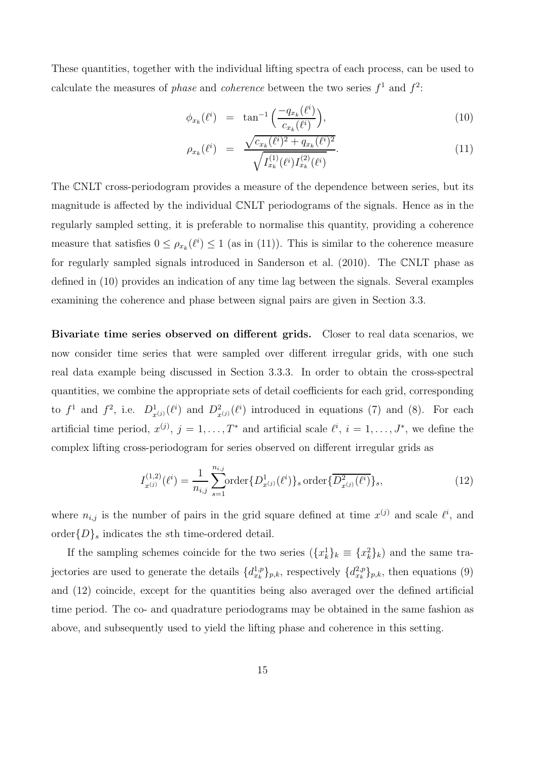These quantities, together with the individual lifting spectra of each process, can be used to calculate the measures of *phase* and *coherence* between the two series $f^1$ and $f^2$:

$$\phi_{x_k}(\ell^i) = \tan^{-1}\Big(\frac{-q_{x_k}(\ell^i)}{c_{x_k}(\ell^i)}\Big), \tag{10}$$

$$\rho_{x_k}(\ell^i) = \frac{\sqrt{c_{x_k}(\ell^i)^2 + q_{x_k}(\ell^i)^2}}{\sqrt{I^{(1)}_{x_k}(\ell^i) I^{(2)}_{x_k}(\ell^i)}}. \tag{11}$$

The $\mathbb{C}$NLT cross-periodogram provides a measure of the dependence between series, but its magnitude is affected by the individual $\mathbb{C}$NLT periodograms of the signals. Hence as in the regularly sampled setting, it is preferable to normalise this quantity, providing a coherence measure that satisfies $0 \leq \rho_{x_k}(\ell^i) \leq 1$ (as in (11)). This is similar to the coherence measure for regularly sampled signals introduced in Sanderson et al. (2010). The $\mathbb{C}$NLT phase as defined in (10) provides an indication of any time lag between the signals. Several examples examining the coherence and phase between signal pairs are given in Section 3.3.

**Bivariate time series observed on different grids.** Closer to real data scenarios, we now consider time series that were sampled over different irregular grids, with one such real data example being discussed in Section 3.3.3. In order to obtain the cross-spectral quantities, we combine the appropriate sets of detail coefficients for each grid, corresponding to $f^1$ and $f^2$, i.e. $D^1_{x^{(j)}}(\ell^i)$ and $D^2_{x^{(j)}}(\ell^i)$ introduced in equations (7) and (8). For each artificial time period, $x^{(j)}$, $j = 1, \ldots, T^*$ and artificial scale $\ell^i$, $i = 1, \ldots, J^*$, we define the complex lifting cross-periodogram for series observed on different irregular grids as

$$I^{(1,2)}_{x^{(j)}}(\ell^i) = \frac{1}{n_{i,j}} \sum_{s=1}^{n_{i,j}} \text{order}\{D^1_{x^{(j)}}(\ell^i)\}_s \, \text{order}\{\overline{D^2_{x^{(j)}}(\ell^i)}\}_s, \tag{12}$$

where $n_{i,j}$ is the number of pairs in the grid square defined at time $x^{(j)}$ and scale $\ell^i$, and $\text{order}\{D\}_s$ indicates the $s$th time-ordered detail.

If the sampling schemes coincide for the two series ($\{x^1_k\}_k \equiv \{x^2_k\}_k$) and the same trajectories are used to generate the details $\{d^{1,p}_{x_k}\}_{p,k}$, respectively $\{d^{2,p}_{x_k}\}_{p,k}$, then equations (9) and (12) coincide, except for the quantities being also averaged over the defined artificial time period. The co- and quadrature periodograms may be obtained in the same fashion as above, and subsequently used to yield the lifting phase and coherence in this setting.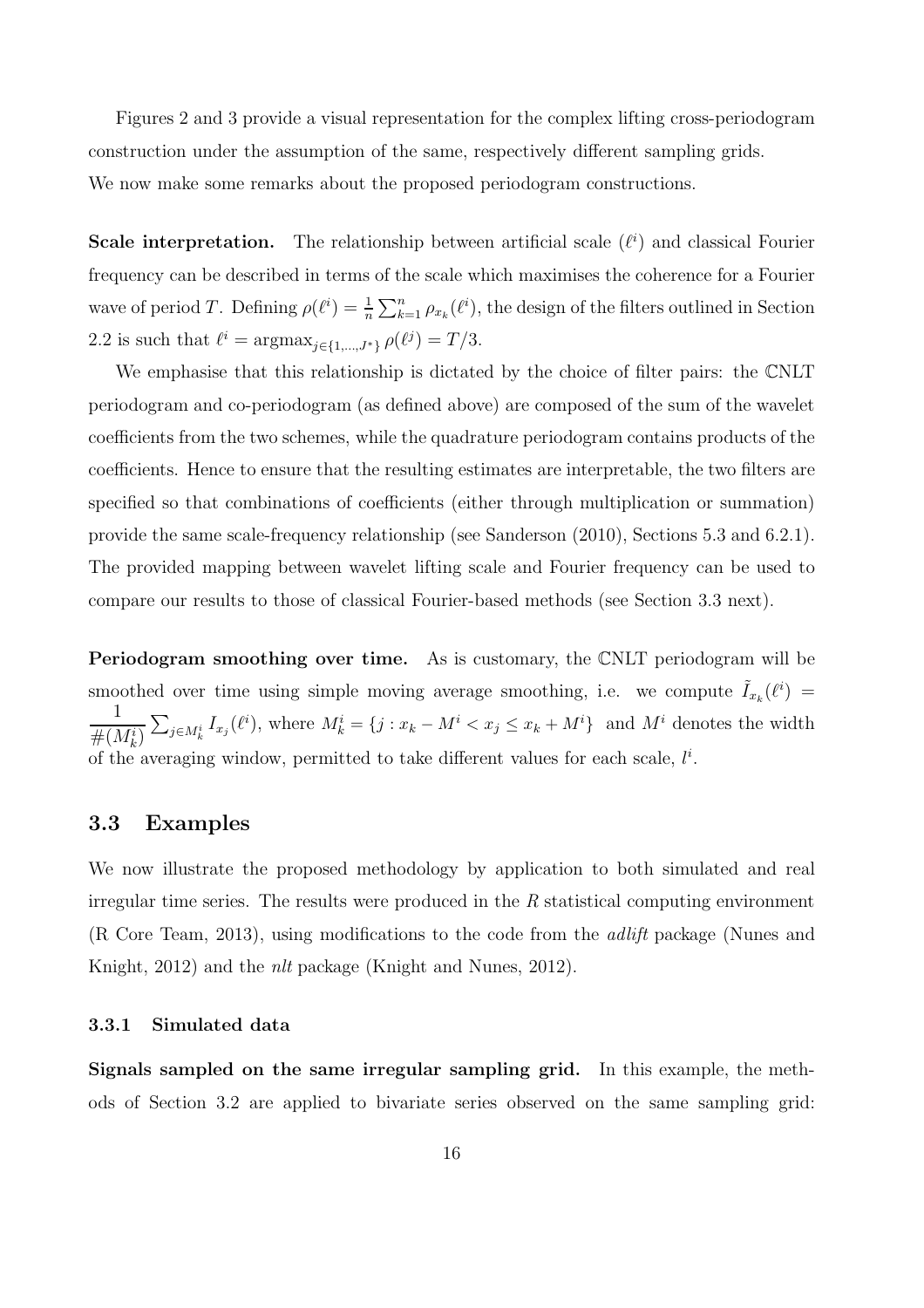Figures 2 and 3 provide a visual representation for the complex lifting cross-periodogram construction under the assumption of the same, respectively different sampling grids.
We now make some remarks about the proposed periodogram constructions.

**Scale interpretation.** The relationship between artificial scale ($\ell^i$) and classical Fourier frequency can be described in terms of the scale which maximises the coherence for a Fourier wave of period $T$. Defining $\rho(\ell^i) = \frac{1}{n}\sum_{k=1}^{n} \rho_{x_k}(\ell^i)$, the design of the filters outlined in Section 2.2 is such that $\ell^i = \text{argmax}_{j\in\{1,\ldots,J^*\}}\, \rho(\ell^j) = T/3$.

We emphasise that this relationship is dictated by the choice of filter pairs: the $\mathbb{C}$NLT periodogram and co-periodogram (as defined above) are composed of the sum of the wavelet coefficients from the two schemes, while the quadrature periodogram contains products of the coefficients. Hence to ensure that the resulting estimates are interpretable, the two filters are specified so that combinations of coefficients (either through multiplication or summation) provide the same scale-frequency relationship (see Sanderson (2010), Sections 5.3 and 6.2.1). The provided mapping between wavelet lifting scale and Fourier frequency can be used to compare our results to those of classical Fourier-based methods (see Section 3.3 next).

**Periodogram smoothing over time.** As is customary, the $\mathbb{C}$NLT periodogram will be smoothed over time using simple moving average smoothing, i.e. we compute $\tilde{I}_{x_k}(\ell^i) = \dfrac{1}{\#(M_k^i)}\sum_{j\in M_k^i} I_{x_j}(\ell^i)$, where $M_k^i = \{j : x_k - M^i < x_j \le x_k + M^i\}$ and $M^i$ denotes the width of the averaging window, permitted to take different values for each scale, $l^i$.

## 3.3 Examples

We now illustrate the proposed methodology by application to both simulated and real irregular time series. The results were produced in the *R* statistical computing environment (R Core Team, 2013), using modifications to the code from the *adlift* package (Nunes and Knight, 2012) and the *nlt* package (Knight and Nunes, 2012).

### 3.3.1 Simulated data

**Signals sampled on the same irregular sampling grid.** In this example, the methods of Section 3.2 are applied to bivariate series observed on the same sampling grid: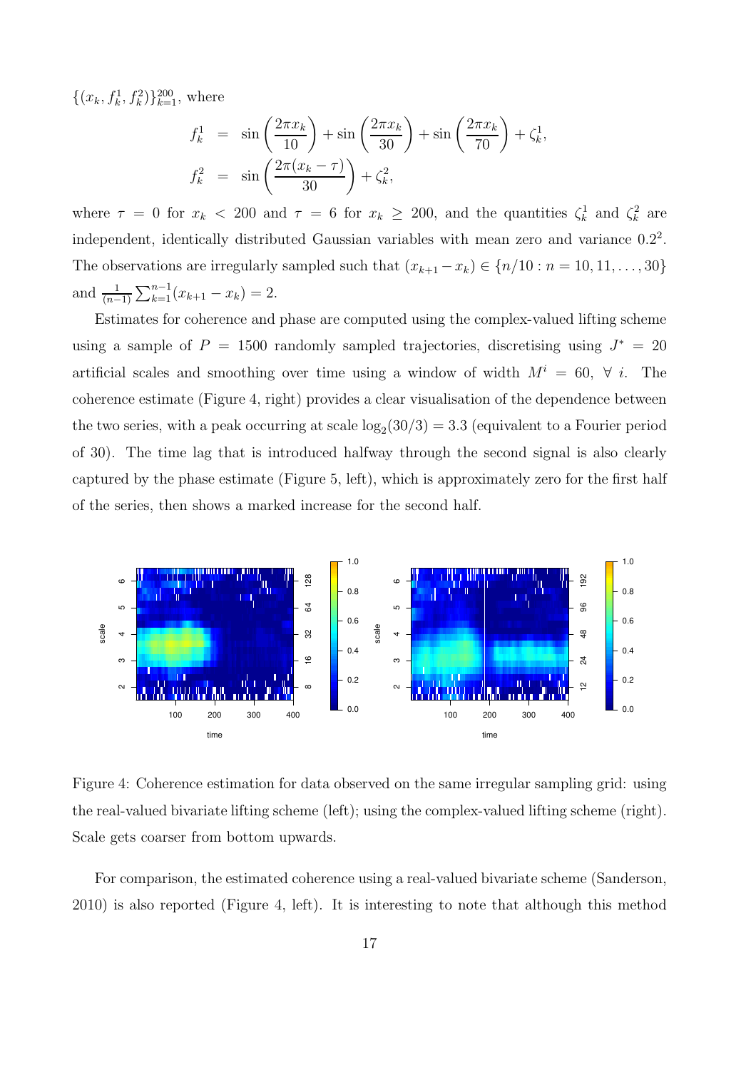$\{(x_k, f_k^1, f_k^2)\}_{k=1}^{200}$, where

$$
\begin{aligned}
f_k^1 &= \sin\left(\frac{2\pi x_k}{10}\right) + \sin\left(\frac{2\pi x_k}{30}\right) + \sin\left(\frac{2\pi x_k}{70}\right) + \zeta_k^1, \\
f_k^2 &= \sin\left(\frac{2\pi(x_k - \tau)}{30}\right) + \zeta_k^2,
\end{aligned}
$$

where $\tau = 0$ for $x_k < 200$ and $\tau = 6$ for $x_k \geq 200$, and the quantities $\zeta_k^1$ and $\zeta_k^2$ are independent, identically distributed Gaussian variables with mean zero and variance $0.2^2$. The observations are irregularly sampled such that $(x_{k+1} - x_k) \in \{n/10 : n = 10, 11, \ldots, 30\}$ and $\frac{1}{(n-1)} \sum_{k=1}^{n-1}(x_{k+1} - x_k) = 2$.

Estimates for coherence and phase are computed using the complex-valued lifting scheme using a sample of $P = 1500$ randomly sampled trajectories, discretising using $J^* = 20$ artificial scales and smoothing over time using a window of width $M^i = 60$, $\forall\ i$. The coherence estimate (Figure 4, right) provides a clear visualisation of the dependence between the two series, with a peak occurring at scale $\log_2(30/3) = 3.3$ (equivalent to a Fourier period of 30). The time lag that is introduced halfway through the second signal is also clearly captured by the phase estimate (Figure 5, left), which is approximately zero for the first half of the series, then shows a marked increase for the second half.

Figure 4: Coherence estimation for data observed on the same irregular sampling grid: using the real-valued bivariate lifting scheme (left); using the complex-valued lifting scheme (right). Scale gets coarser from bottom upwards.

For comparison, the estimated coherence using a real-valued bivariate scheme (Sanderson, 2010) is also reported (Figure 4, left). It is interesting to note that although this method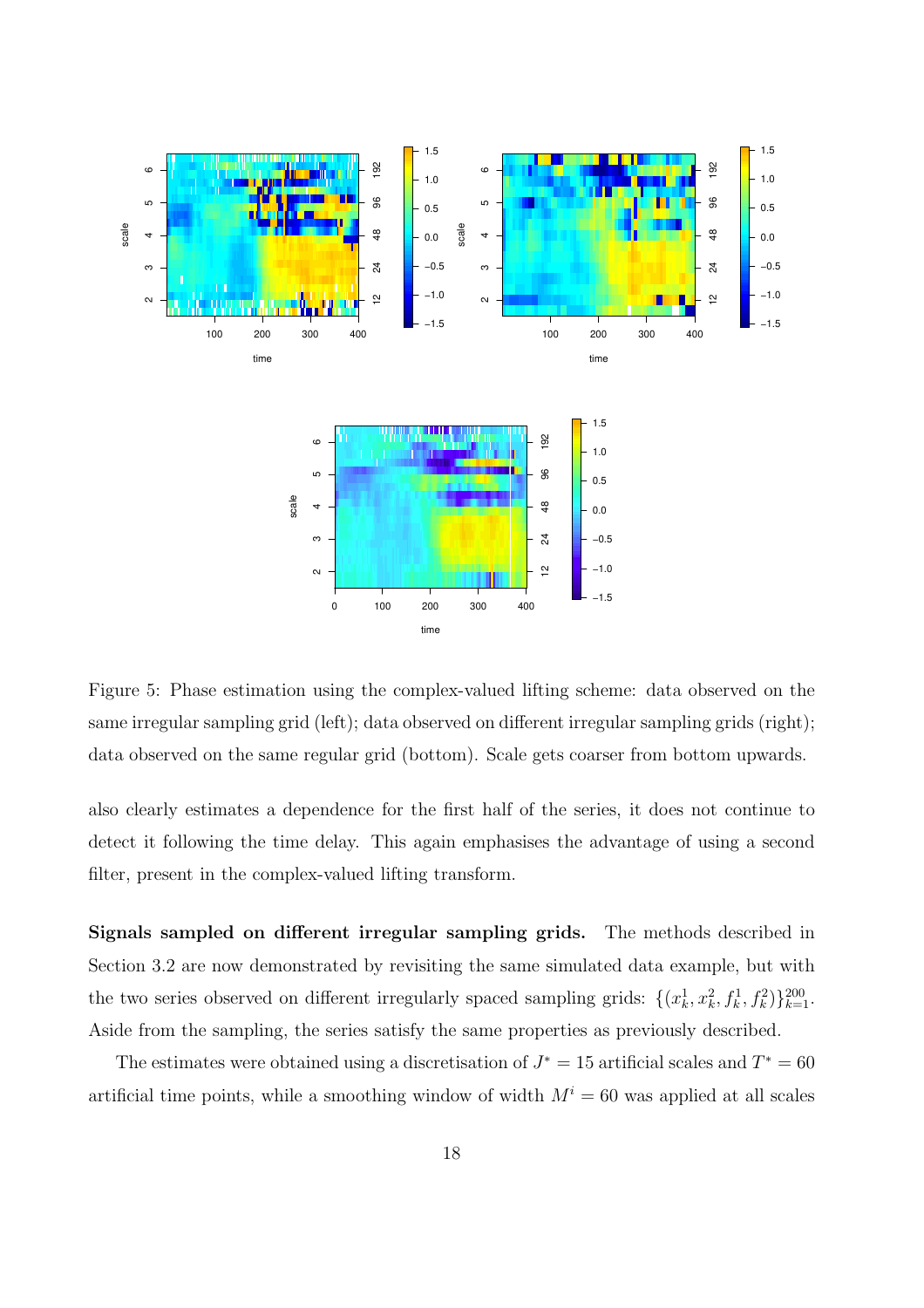Figure 5: Phase estimation using the complex-valued lifting scheme: data observed on the same irregular sampling grid (left); data observed on different irregular sampling grids (right); data observed on the same regular grid (bottom). Scale gets coarser from bottom upwards.

also clearly estimates a dependence for the first half of the series, it does not continue to detect it following the time delay. This again emphasises the advantage of using a second filter, present in the complex-valued lifting transform.

**Signals sampled on different irregular sampling grids.** The methods described in Section 3.2 are now demonstrated by revisiting the same simulated data example, but with the two series observed on different irregularly spaced sampling grids: $\{(x_k^1, x_k^2, f_k^1, f_k^2)\}_{k=1}^{200}$. Aside from the sampling, the series satisfy the same properties as previously described.

The estimates were obtained using a discretisation of $J^* = 15$ artificial scales and $T^* = 60$ artificial time points, while a smoothing window of width $M^i = 60$ was applied at all scales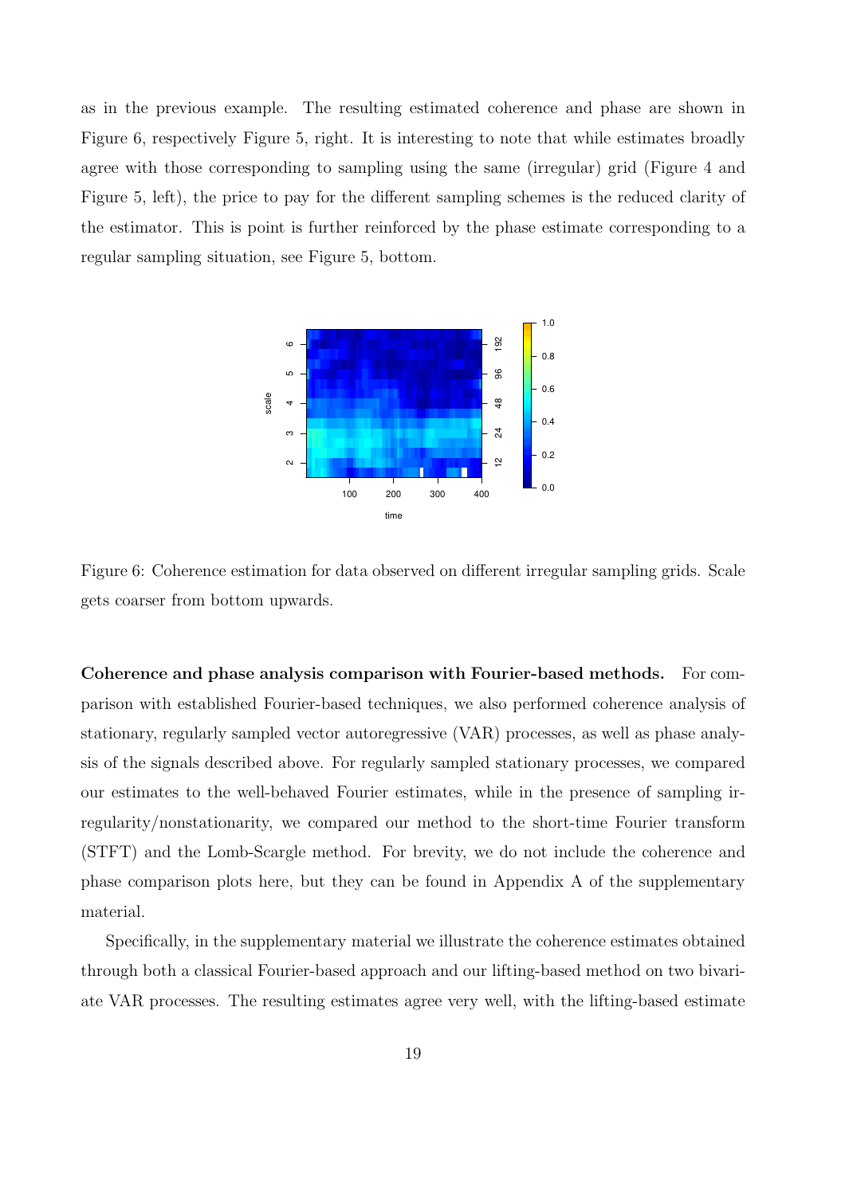as in the previous example. The resulting estimated coherence and phase are shown in Figure 6, respectively Figure 5, right. It is interesting to note that while estimates broadly agree with those corresponding to sampling using the same (irregular) grid (Figure 4 and Figure 5, left), the price to pay for the different sampling schemes is the reduced clarity of the estimator. This is point is further reinforced by the phase estimate corresponding to a regular sampling situation, see Figure 5, bottom.

Figure 6: Coherence estimation for data observed on different irregular sampling grids. Scale gets coarser from bottom upwards.

**Coherence and phase analysis comparison with Fourier-based methods.** For comparison with established Fourier-based techniques, we also performed coherence analysis of stationary, regularly sampled vector autoregressive (VAR) processes, as well as phase analysis of the signals described above. For regularly sampled stationary processes, we compared our estimates to the well-behaved Fourier estimates, while in the presence of sampling irregularity/nonstationarity, we compared our method to the short-time Fourier transform (STFT) and the Lomb-Scargle method. For brevity, we do not include the coherence and phase comparison plots here, but they can be found in Appendix A of the supplementary material.

Specifically, in the supplementary material we illustrate the coherence estimates obtained through both a classical Fourier-based approach and our lifting-based method on two bivariate VAR processes. The resulting estimates agree very well, with the lifting-based estimate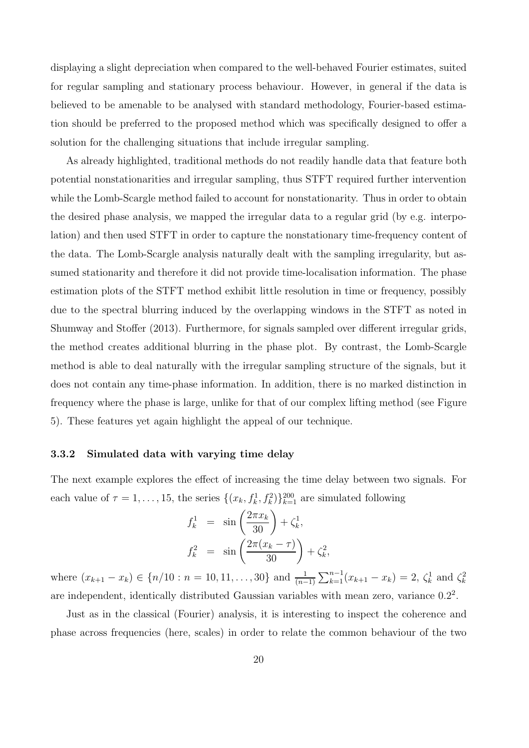displaying a slight depreciation when compared to the well-behaved Fourier estimates, suited for regular sampling and stationary process behaviour. However, in general if the data is believed to be amenable to be analysed with standard methodology, Fourier-based estimation should be preferred to the proposed method which was specifically designed to offer a solution for the challenging situations that include irregular sampling.

As already highlighted, traditional methods do not readily handle data that feature both potential nonstationarities and irregular sampling, thus STFT required further intervention while the Lomb-Scargle method failed to account for nonstationarity. Thus in order to obtain the desired phase analysis, we mapped the irregular data to a regular grid (by e.g. interpolation) and then used STFT in order to capture the nonstationary time-frequency content of the data. The Lomb-Scargle analysis naturally dealt with the sampling irregularity, but assumed stationarity and therefore it did not provide time-localisation information. The phase estimation plots of the STFT method exhibit little resolution in time or frequency, possibly due to the spectral blurring induced by the overlapping windows in the STFT as noted in Shumway and Stoffer (2013). Furthermore, for signals sampled over different irregular grids, the method creates additional blurring in the phase plot. By contrast, the Lomb-Scargle method is able to deal naturally with the irregular sampling structure of the signals, but it does not contain any time-phase information. In addition, there is no marked distinction in frequency where the phase is large, unlike for that of our complex lifting method (see Figure 5). These features yet again highlight the appeal of our technique.

### 3.3.2 Simulated data with varying time delay

The next example explores the effect of increasing the time delay between two signals. For each value of $\tau = 1, \ldots, 15$, the series $\{(x_k, f_k^1, f_k^2)\}_{k=1}^{200}$ are simulated following

$$
\begin{aligned}
f_k^1 &= \sin\left(\frac{2\pi x_k}{30}\right) + \zeta_k^1, \\
f_k^2 &= \sin\left(\frac{2\pi (x_k - \tau)}{30}\right) + \zeta_k^2,
\end{aligned}
$$

where $(x_{k+1} - x_k) \in \{n/10 : n = 10, 11, \ldots, 30\}$ and $\frac{1}{(n-1)} \sum_{k=1}^{n-1} (x_{k+1} - x_k) = 2$, $\zeta_k^1$ and $\zeta_k^2$ are independent, identically distributed Gaussian variables with mean zero, variance $0.2^2$.

Just as in the classical (Fourier) analysis, it is interesting to inspect the coherence and phase across frequencies (here, scales) in order to relate the common behaviour of the two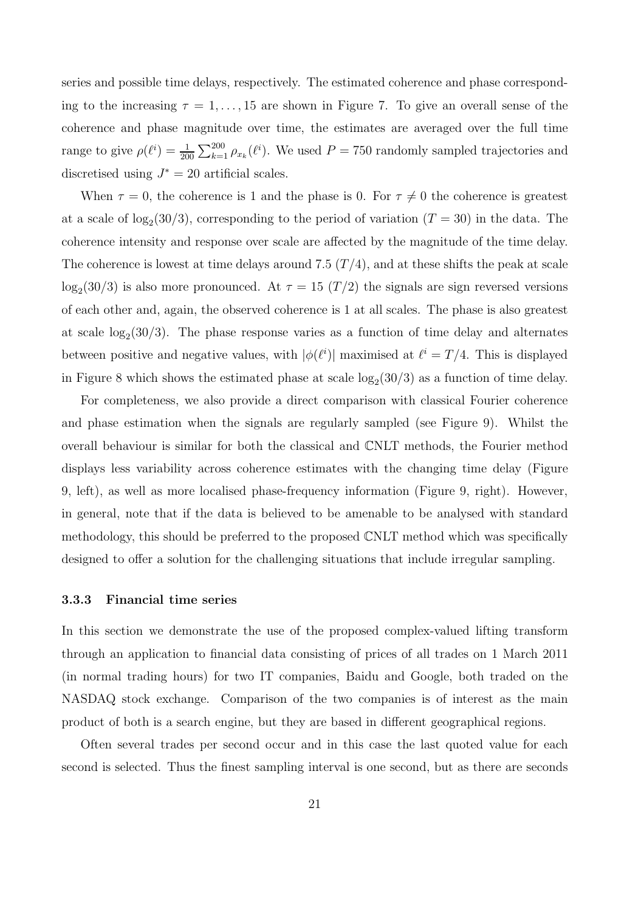series and possible time delays, respectively. The estimated coherence and phase corresponding to the increasing $\tau = 1, \ldots, 15$ are shown in Figure 7. To give an overall sense of the coherence and phase magnitude over time, the estimates are averaged over the full time range to give $\rho(\ell^i) = \frac{1}{200} \sum_{k=1}^{200} \rho_{x_k}(\ell^i)$. We used $P = 750$ randomly sampled trajectories and discretised using $J^* = 20$ artificial scales.

When $\tau = 0$, the coherence is 1 and the phase is 0. For $\tau \neq 0$ the coherence is greatest at a scale of $\log_2(30/3)$, corresponding to the period of variation ($T = 30$) in the data. The coherence intensity and response over scale are affected by the magnitude of the time delay. The coherence is lowest at time delays around 7.5 ($T/4$), and at these shifts the peak at scale $\log_2(30/3)$ is also more pronounced. At $\tau = 15$ ($T/2$) the signals are sign reversed versions of each other and, again, the observed coherence is 1 at all scales. The phase is also greatest at scale $\log_2(30/3)$. The phase response varies as a function of time delay and alternates between positive and negative values, with $|\phi(\ell^i)|$ maximised at $\ell^i = T/4$. This is displayed in Figure 8 which shows the estimated phase at scale $\log_2(30/3)$ as a function of time delay.

For completeness, we also provide a direct comparison with classical Fourier coherence and phase estimation when the signals are regularly sampled (see Figure 9). Whilst the overall behaviour is similar for both the classical and $\mathbb{C}$NLT methods, the Fourier method displays less variability across coherence estimates with the changing time delay (Figure 9, left), as well as more localised phase-frequency information (Figure 9, right). However, in general, note that if the data is believed to be amenable to be analysed with standard methodology, this should be preferred to the proposed $\mathbb{C}$NLT method which was specifically designed to offer a solution for the challenging situations that include irregular sampling.

### 3.3.3 Financial time series

In this section we demonstrate the use of the proposed complex-valued lifting transform through an application to financial data consisting of prices of all trades on 1 March 2011 (in normal trading hours) for two IT companies, Baidu and Google, both traded on the NASDAQ stock exchange. Comparison of the two companies is of interest as the main product of both is a search engine, but they are based in different geographical regions.

Often several trades per second occur and in this case the last quoted value for each second is selected. Thus the finest sampling interval is one second, but as there are seconds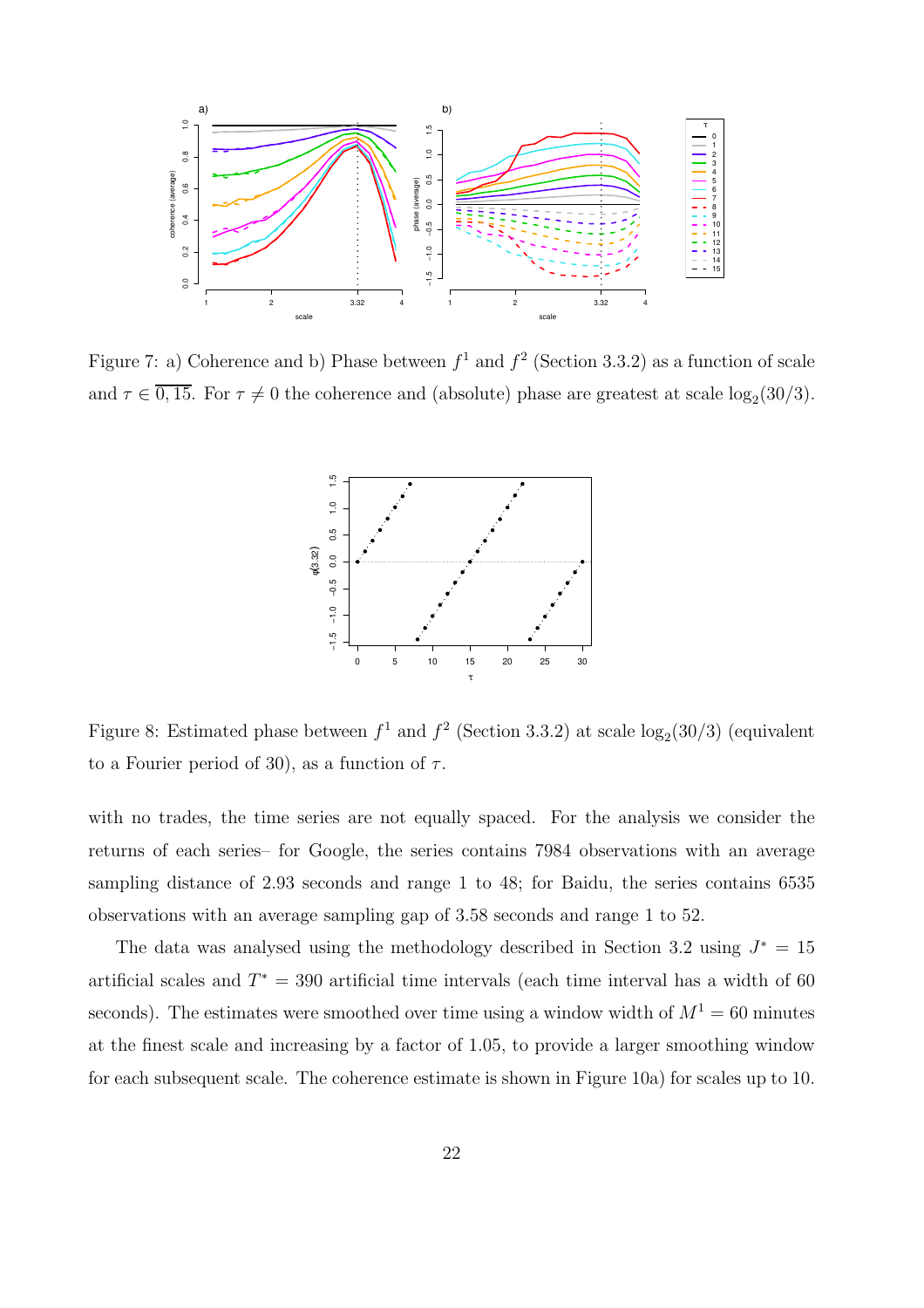Figure 7: a) Coherence and b) Phase between $f^1$ and $f^2$ (Section 3.3.2) as a function of scale and $\tau \in \overline{0, 15}$. For $\tau \neq 0$ the coherence and (absolute) phase are greatest at scale $\log_2(30/3)$.

Figure 8: Estimated phase between $f^1$ and $f^2$ (Section 3.3.2) at scale $\log_2(30/3)$ (equivalent to a Fourier period of 30), as a function of $\tau$.

with no trades, the time series are not equally spaced. For the analysis we consider the returns of each series– for Google, the series contains 7984 observations with an average sampling distance of 2.93 seconds and range 1 to 48; for Baidu, the series contains 6535 observations with an average sampling gap of 3.58 seconds and range 1 to 52.

The data was analysed using the methodology described in Section 3.2 using $J^* = 15$ artificial scales and $T^* = 390$ artificial time intervals (each time interval has a width of 60 seconds). The estimates were smoothed over time using a window width of $M^1 = 60$ minutes at the finest scale and increasing by a factor of 1.05, to provide a larger smoothing window for each subsequent scale. The coherence estimate is shown in Figure 10a) for scales up to 10.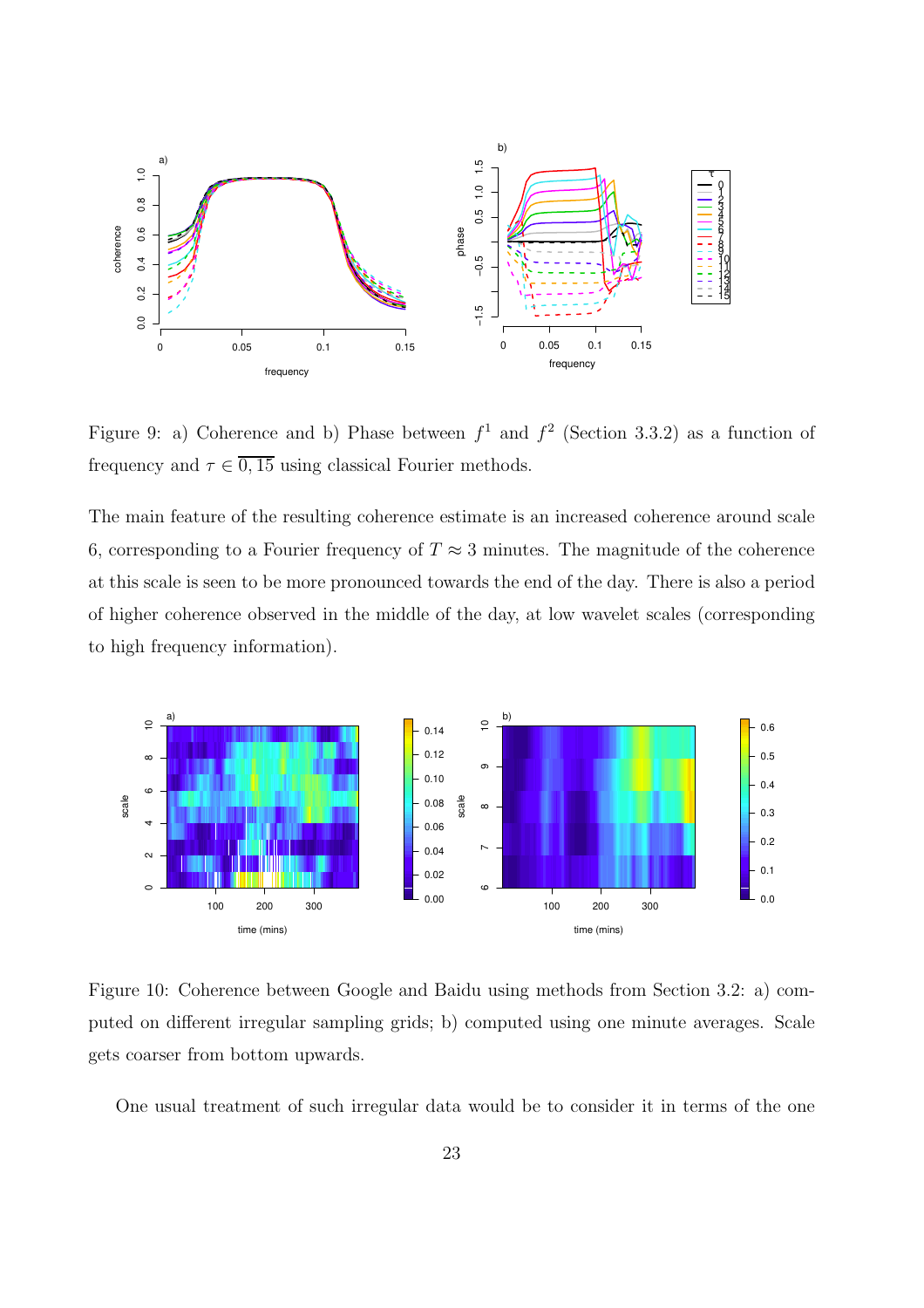Figure 9: a) Coherence and b) Phase between $f^1$ and $f^2$ (Section 3.3.2) as a function of frequency and $\tau \in \overline{0, 15}$ using classical Fourier methods.

The main feature of the resulting coherence estimate is an increased coherence around scale 6, corresponding to a Fourier frequency of $T \approx 3$ minutes. The magnitude of the coherence at this scale is seen to be more pronounced towards the end of the day. There is also a period of higher coherence observed in the middle of the day, at low wavelet scales (corresponding to high frequency information).

Figure 10: Coherence between Google and Baidu using methods from Section 3.2: a) computed on different irregular sampling grids; b) computed using one minute averages. Scale gets coarser from bottom upwards.

One usual treatment of such irregular data would be to consider it in terms of the one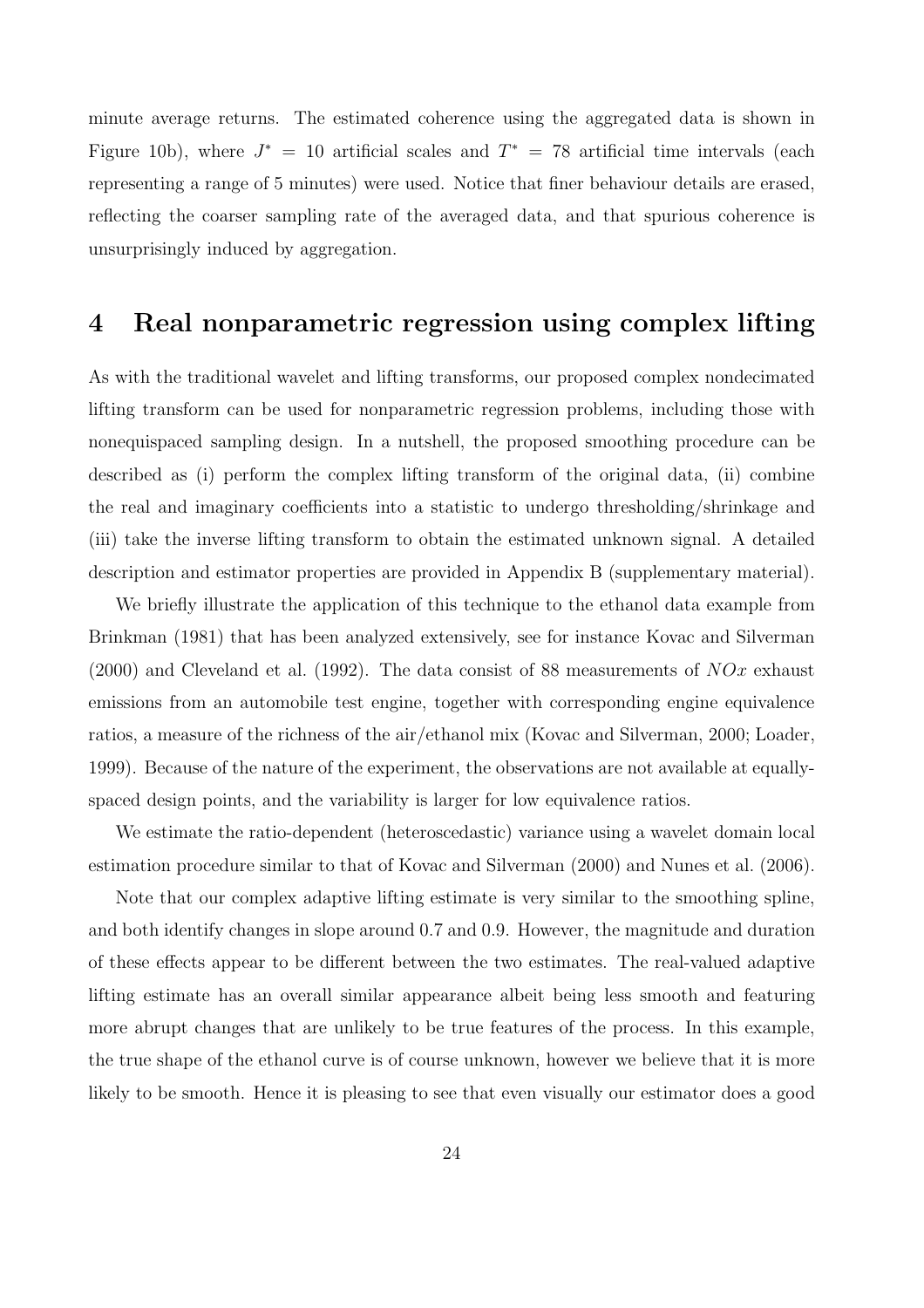minute average returns. The estimated coherence using the aggregated data is shown in Figure 10b), where $J^* = 10$ artificial scales and $T^* = 78$ artificial time intervals (each representing a range of 5 minutes) were used. Notice that finer behaviour details are erased, reflecting the coarser sampling rate of the averaged data, and that spurious coherence is unsurprisingly induced by aggregation.

## 4 Real nonparametric regression using complex lifting

As with the traditional wavelet and lifting transforms, our proposed complex nondecimated lifting transform can be used for nonparametric regression problems, including those with nonequispaced sampling design. In a nutshell, the proposed smoothing procedure can be described as (i) perform the complex lifting transform of the original data, (ii) combine the real and imaginary coefficients into a statistic to undergo thresholding/shrinkage and (iii) take the inverse lifting transform to obtain the estimated unknown signal. A detailed description and estimator properties are provided in Appendix B (supplementary material).

We briefly illustrate the application of this technique to the ethanol data example from Brinkman (1981) that has been analyzed extensively, see for instance Kovac and Silverman (2000) and Cleveland et al. (1992). The data consist of 88 measurements of $NOx$ exhaust emissions from an automobile test engine, together with corresponding engine equivalence ratios, a measure of the richness of the air/ethanol mix (Kovac and Silverman, 2000; Loader, 1999). Because of the nature of the experiment, the observations are not available at equally-spaced design points, and the variability is larger for low equivalence ratios.

We estimate the ratio-dependent (heteroscedastic) variance using a wavelet domain local estimation procedure similar to that of Kovac and Silverman (2000) and Nunes et al. (2006).

Note that our complex adaptive lifting estimate is very similar to the smoothing spline, and both identify changes in slope around 0.7 and 0.9. However, the magnitude and duration of these effects appear to be different between the two estimates. The real-valued adaptive lifting estimate has an overall similar appearance albeit being less smooth and featuring more abrupt changes that are unlikely to be true features of the process. In this example, the true shape of the ethanol curve is of course unknown, however we believe that it is more likely to be smooth. Hence it is pleasing to see that even visually our estimator does a good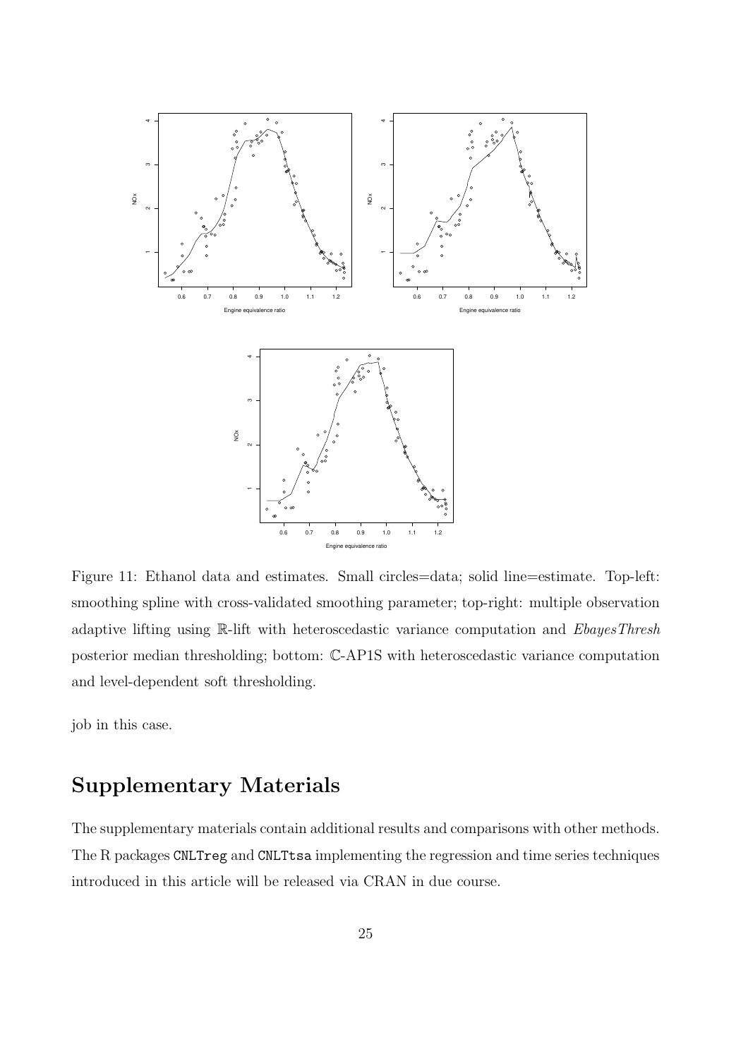Figure 11: Ethanol data and estimates. Small circles=data; solid line=estimate. Top-left: smoothing spline with cross-validated smoothing parameter; top-right: multiple observation adaptive lifting using $\mathbb{R}$-lift with heteroscedastic variance computation and *EbayesThresh* posterior median thresholding; bottom: $\mathbb{C}$-AP1S with heteroscedastic variance computation and level-dependent soft thresholding.

job in this case.

## Supplementary Materials

The supplementary materials contain additional results and comparisons with other methods. The R packages `CNLTreg` and `CNLTtsa` implementing the regression and time series techniques introduced in this article will be released via CRAN in due course.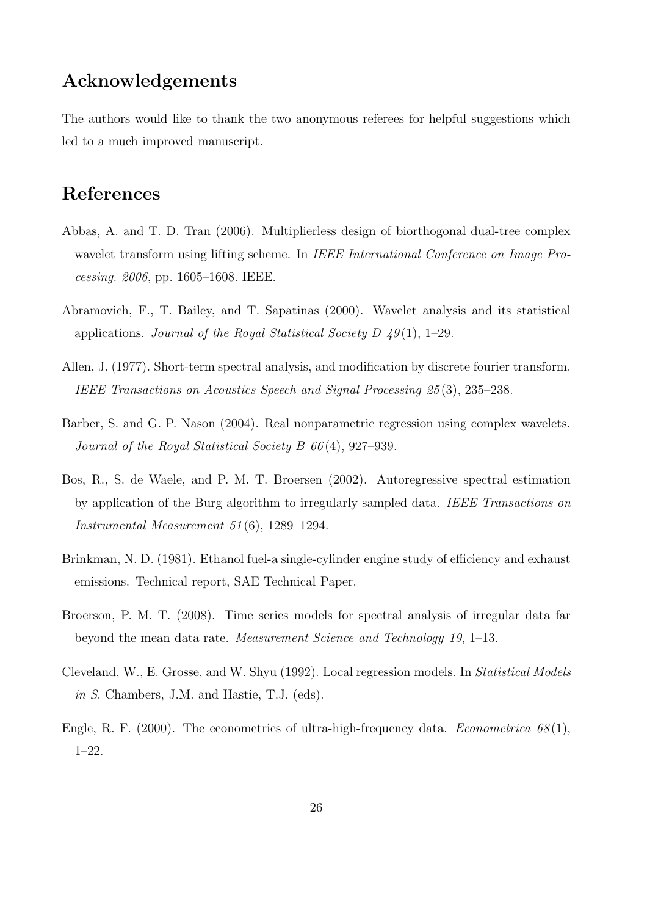## Acknowledgements

The authors would like to thank the two anonymous referees for helpful suggestions which led to a much improved manuscript.

## References

Abbas, A. and T. D. Tran (2006). Multiplierless design of biorthogonal dual-tree complex wavelet transform using lifting scheme. In *IEEE International Conference on Image Processing. 2006*, pp. 1605–1608. IEEE.

Abramovich, F., T. Bailey, and T. Sapatinas (2000). Wavelet analysis and its statistical applications. *Journal of the Royal Statistical Society D 49*(1), 1–29.

Allen, J. (1977). Short-term spectral analysis, and modification by discrete fourier transform. *IEEE Transactions on Acoustics Speech and Signal Processing 25*(3), 235–238.

Barber, S. and G. P. Nason (2004). Real nonparametric regression using complex wavelets. *Journal of the Royal Statistical Society B 66*(4), 927–939.

Bos, R., S. de Waele, and P. M. T. Broersen (2002). Autoregressive spectral estimation by application of the Burg algorithm to irregularly sampled data. *IEEE Transactions on Instrumental Measurement 51*(6), 1289–1294.

Brinkman, N. D. (1981). Ethanol fuel-a single-cylinder engine study of efficiency and exhaust emissions. Technical report, SAE Technical Paper.

Broerson, P. M. T. (2008). Time series models for spectral analysis of irregular data far beyond the mean data rate. *Measurement Science and Technology 19*, 1–13.

Cleveland, W., E. Grosse, and W. Shyu (1992). Local regression models. In *Statistical Models in S*. Chambers, J.M. and Hastie, T.J. (eds).

Engle, R. F. (2000). The econometrics of ultra-high-frequency data. *Econometrica 68*(1), 1–22.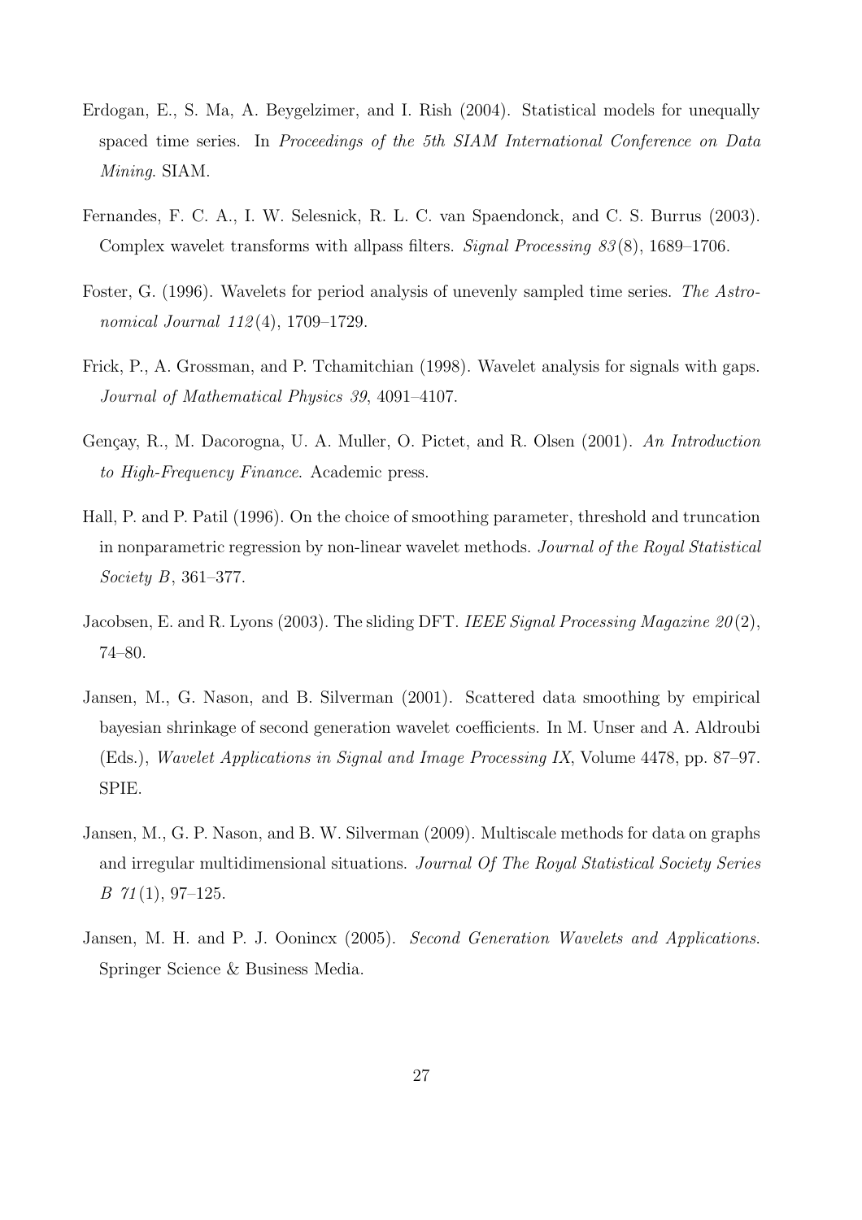Erdogan, E., S. Ma, A. Beygelzimer, and I. Rish (2004). Statistical models for unequally spaced time series. In *Proceedings of the 5th SIAM International Conference on Data Mining*. SIAM.

Fernandes, F. C. A., I. W. Selesnick, R. L. C. van Spaendonck, and C. S. Burrus (2003). Complex wavelet transforms with allpass filters. *Signal Processing 83*(8), 1689–1706.

Foster, G. (1996). Wavelets for period analysis of unevenly sampled time series. *The Astronomical Journal 112*(4), 1709–1729.

Frick, P., A. Grossman, and P. Tchamitchian (1998). Wavelet analysis for signals with gaps. *Journal of Mathematical Physics 39*, 4091–4107.

Gençay, R., M. Dacorogna, U. A. Muller, O. Pictet, and R. Olsen (2001). *An Introduction to High-Frequency Finance*. Academic press.

Hall, P. and P. Patil (1996). On the choice of smoothing parameter, threshold and truncation in nonparametric regression by non-linear wavelet methods. *Journal of the Royal Statistical Society B*, 361–377.

Jacobsen, E. and R. Lyons (2003). The sliding DFT. *IEEE Signal Processing Magazine 20*(2), 74–80.

Jansen, M., G. Nason, and B. Silverman (2001). Scattered data smoothing by empirical bayesian shrinkage of second generation wavelet coefficients. In M. Unser and A. Aldroubi (Eds.), *Wavelet Applications in Signal and Image Processing IX*, Volume 4478, pp. 87–97. SPIE.

Jansen, M., G. P. Nason, and B. W. Silverman (2009). Multiscale methods for data on graphs and irregular multidimensional situations. *Journal Of The Royal Statistical Society Series B 71*(1), 97–125.

Jansen, M. H. and P. J. Oonincx (2005). *Second Generation Wavelets and Applications*. Springer Science & Business Media.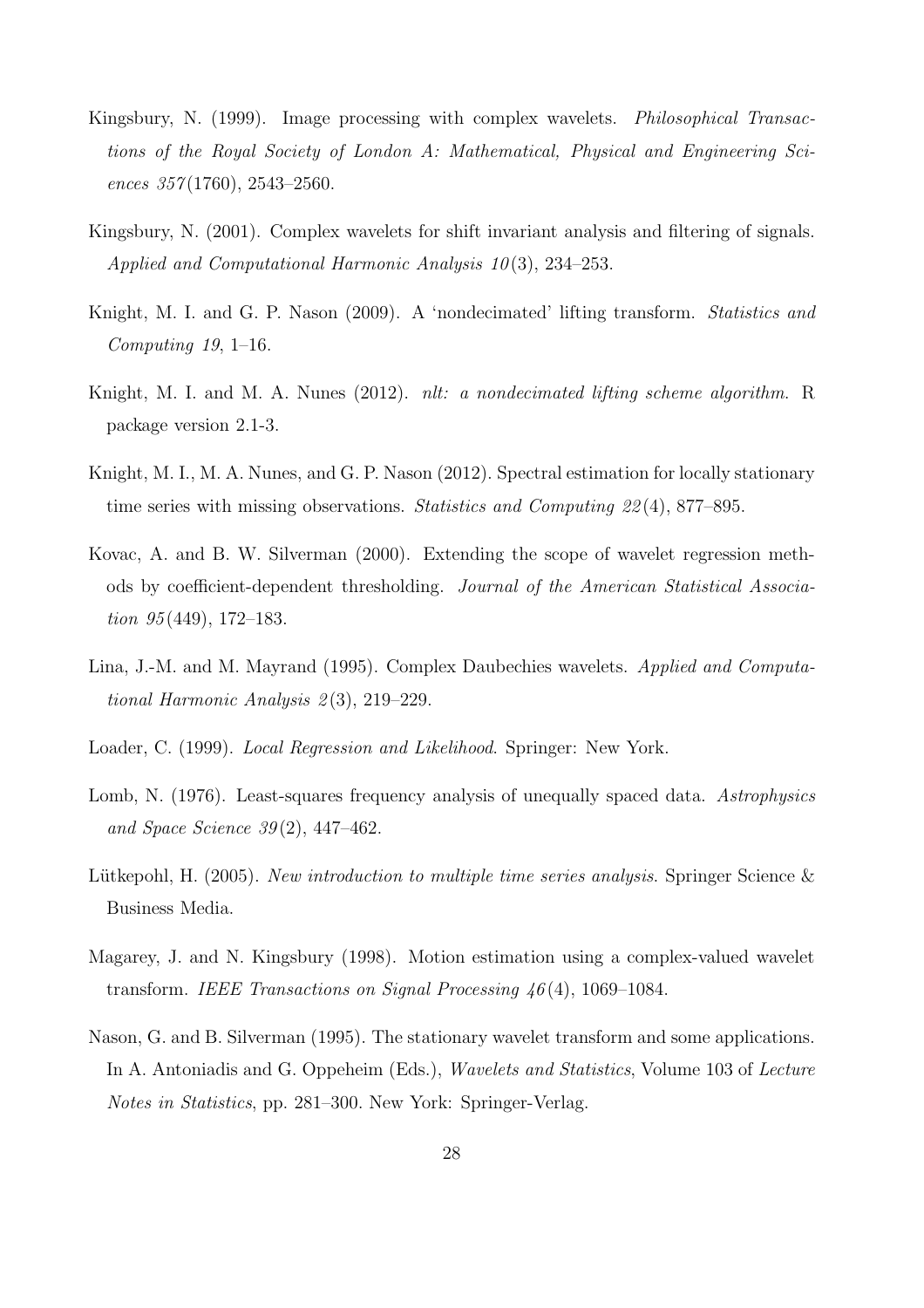Kingsbury, N. (1999). Image processing with complex wavelets. *Philosophical Transactions of the Royal Society of London A: Mathematical, Physical and Engineering Sciences 357*(1760), 2543–2560.

Kingsbury, N. (2001). Complex wavelets for shift invariant analysis and filtering of signals. *Applied and Computational Harmonic Analysis 10*(3), 234–253.

Knight, M. I. and G. P. Nason (2009). A 'nondecimated' lifting transform. *Statistics and Computing 19*, 1–16.

Knight, M. I. and M. A. Nunes (2012). *nlt: a nondecimated lifting scheme algorithm*. R package version 2.1-3.

Knight, M. I., M. A. Nunes, and G. P. Nason (2012). Spectral estimation for locally stationary time series with missing observations. *Statistics and Computing 22*(4), 877–895.

Kovac, A. and B. W. Silverman (2000). Extending the scope of wavelet regression methods by coefficient-dependent thresholding. *Journal of the American Statistical Association 95*(449), 172–183.

Lina, J.-M. and M. Mayrand (1995). Complex Daubechies wavelets. *Applied and Computational Harmonic Analysis 2*(3), 219–229.

Loader, C. (1999). *Local Regression and Likelihood*. Springer: New York.

Lomb, N. (1976). Least-squares frequency analysis of unequally spaced data. *Astrophysics and Space Science 39*(2), 447–462.

Lütkepohl, H. (2005). *New introduction to multiple time series analysis*. Springer Science & Business Media.

Magarey, J. and N. Kingsbury (1998). Motion estimation using a complex-valued wavelet transform. *IEEE Transactions on Signal Processing 46*(4), 1069–1084.

Nason, G. and B. Silverman (1995). The stationary wavelet transform and some applications. In A. Antoniadis and G. Oppeheim (Eds.), *Wavelets and Statistics*, Volume 103 of *Lecture Notes in Statistics*, pp. 281–300. New York: Springer-Verlag.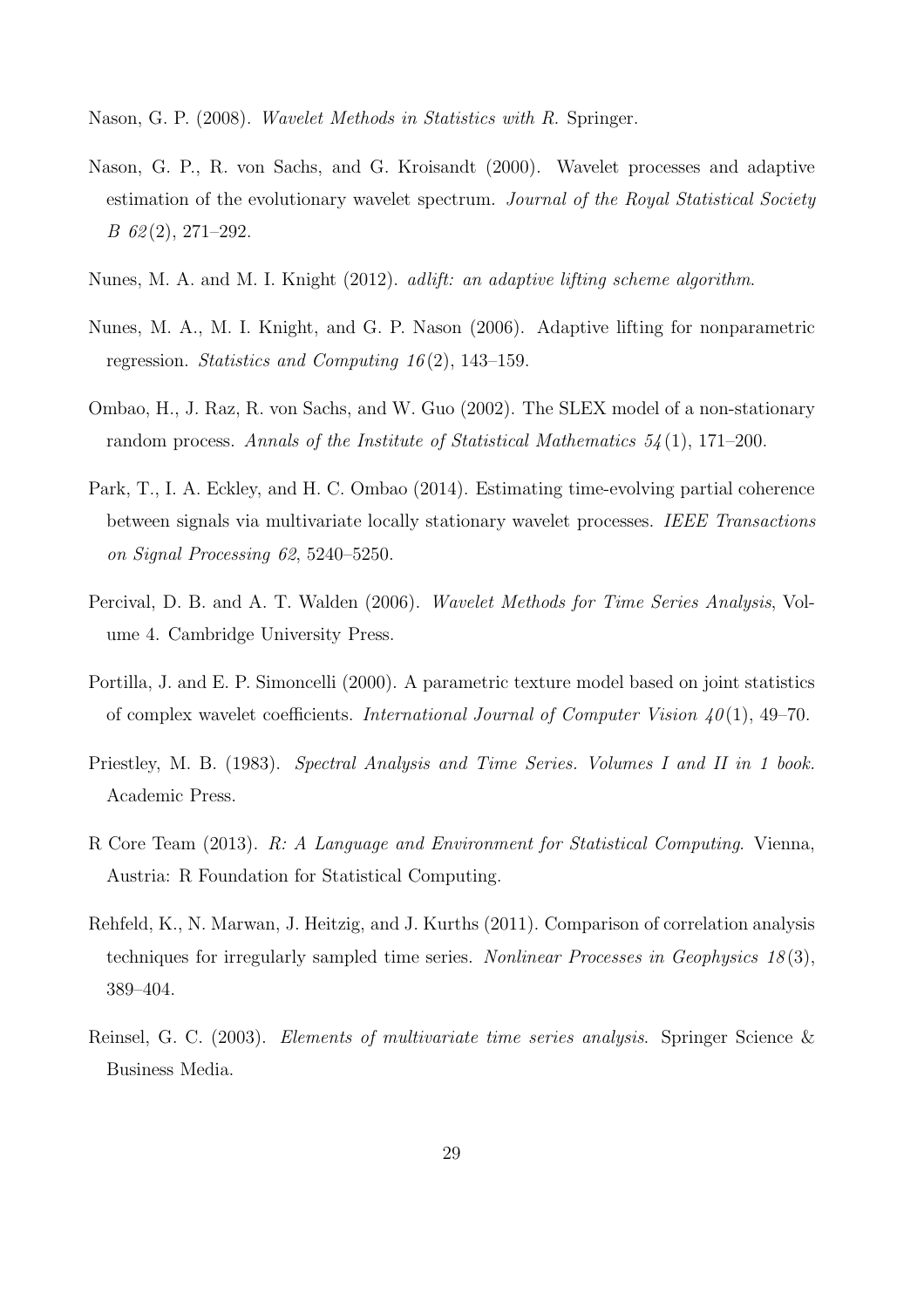Nason, G. P. (2008). *Wavelet Methods in Statistics with R.* Springer.

Nason, G. P., R. von Sachs, and G. Kroisandt (2000). Wavelet processes and adaptive estimation of the evolutionary wavelet spectrum. *Journal of the Royal Statistical Society B 62*(2), 271–292.

Nunes, M. A. and M. I. Knight (2012). *adlift: an adaptive lifting scheme algorithm*.

Nunes, M. A., M. I. Knight, and G. P. Nason (2006). Adaptive lifting for nonparametric regression. *Statistics and Computing 16*(2), 143–159.

Ombao, H., J. Raz, R. von Sachs, and W. Guo (2002). The SLEX model of a non-stationary random process. *Annals of the Institute of Statistical Mathematics 54*(1), 171–200.

Park, T., I. A. Eckley, and H. C. Ombao (2014). Estimating time-evolving partial coherence between signals via multivariate locally stationary wavelet processes. *IEEE Transactions on Signal Processing 62*, 5240–5250.

Percival, D. B. and A. T. Walden (2006). *Wavelet Methods for Time Series Analysis*, Volume 4. Cambridge University Press.

Portilla, J. and E. P. Simoncelli (2000). A parametric texture model based on joint statistics of complex wavelet coefficients. *International Journal of Computer Vision 40*(1), 49–70.

Priestley, M. B. (1983). *Spectral Analysis and Time Series. Volumes I and II in 1 book.* Academic Press.

R Core Team (2013). *R: A Language and Environment for Statistical Computing*. Vienna, Austria: R Foundation for Statistical Computing.

Rehfeld, K., N. Marwan, J. Heitzig, and J. Kurths (2011). Comparison of correlation analysis techniques for irregularly sampled time series. *Nonlinear Processes in Geophysics 18*(3), 389–404.

Reinsel, G. C. (2003). *Elements of multivariate time series analysis*. Springer Science & Business Media.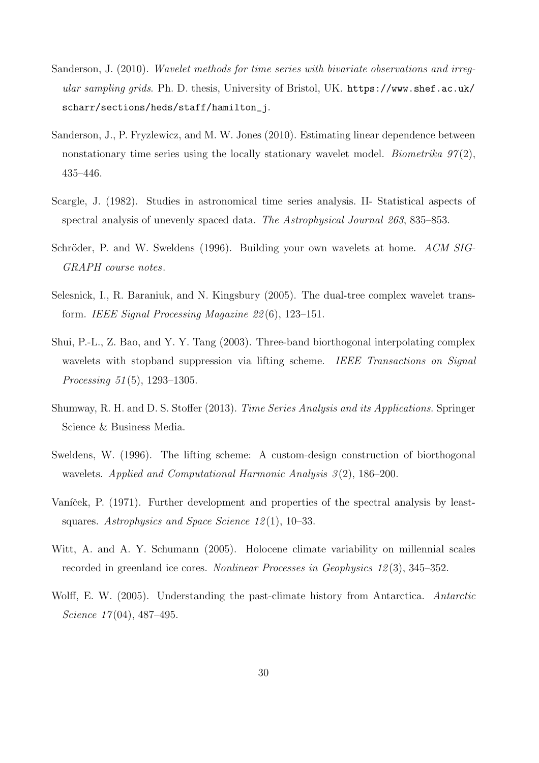Sanderson, J. (2010). *Wavelet methods for time series with bivariate observations and irregular sampling grids*. Ph. D. thesis, University of Bristol, UK. https://www.shef.ac.uk/scharr/sections/heds/staff/hamilton_j.

Sanderson, J., P. Fryzlewicz, and M. W. Jones (2010). Estimating linear dependence between nonstationary time series using the locally stationary wavelet model. *Biometrika 97*(2), 435–446.

Scargle, J. (1982). Studies in astronomical time series analysis. II- Statistical aspects of spectral analysis of unevenly spaced data. *The Astrophysical Journal 263*, 835–853.

Schröder, P. and W. Sweldens (1996). Building your own wavelets at home. *ACM SIGGRAPH course notes*.

Selesnick, I., R. Baraniuk, and N. Kingsbury (2005). The dual-tree complex wavelet transform. *IEEE Signal Processing Magazine 22*(6), 123–151.

Shui, P.-L., Z. Bao, and Y. Y. Tang (2003). Three-band biorthogonal interpolating complex wavelets with stopband suppression via lifting scheme. *IEEE Transactions on Signal Processing 51*(5), 1293–1305.

Shumway, R. H. and D. S. Stoffer (2013). *Time Series Analysis and its Applications*. Springer Science & Business Media.

Sweldens, W. (1996). The lifting scheme: A custom-design construction of biorthogonal wavelets. *Applied and Computational Harmonic Analysis 3*(2), 186–200.

Vaníček, P. (1971). Further development and properties of the spectral analysis by least-squares. *Astrophysics and Space Science 12*(1), 10–33.

Witt, A. and A. Y. Schumann (2005). Holocene climate variability on millennial scales recorded in greenland ice cores. *Nonlinear Processes in Geophysics 12*(3), 345–352.

Wolff, E. W. (2005). Understanding the past-climate history from Antarctica. *Antarctic Science 17*(04), 487–495.